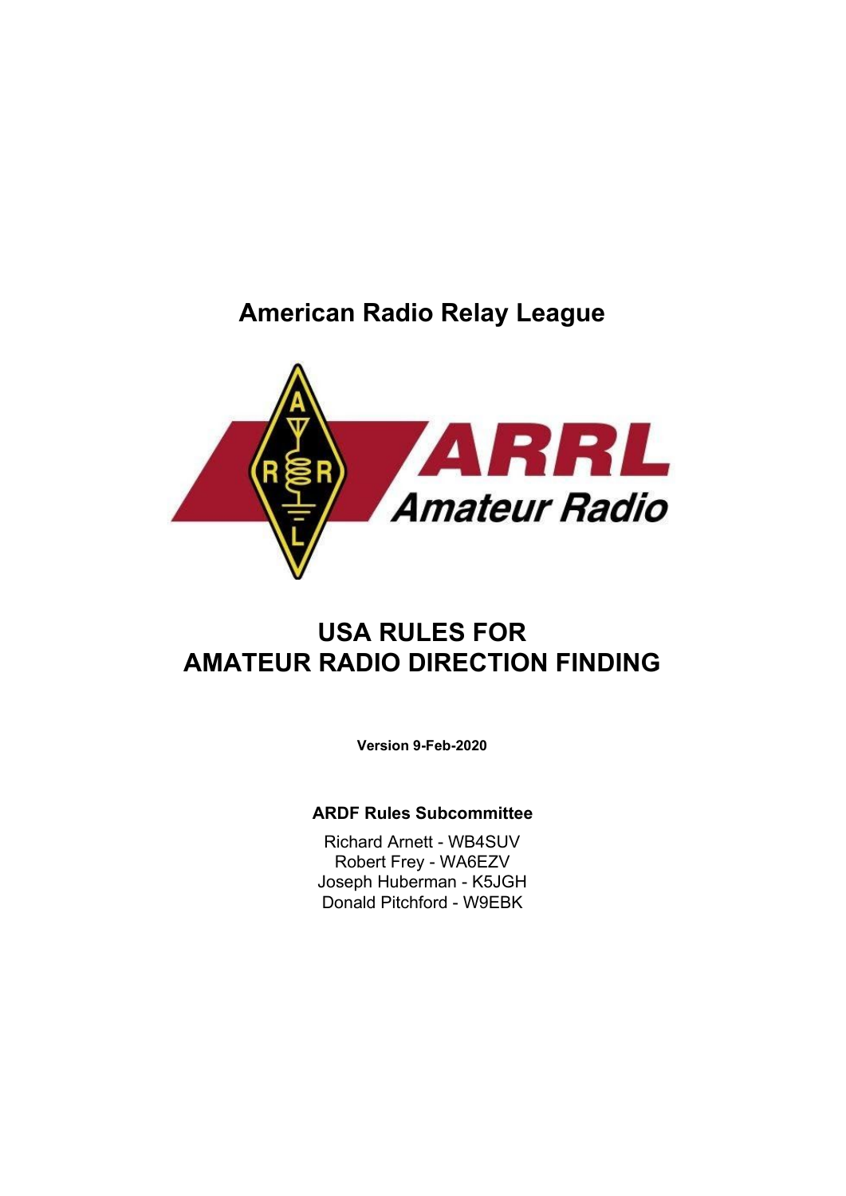# American Radio Relay League

# USA RULES FOR AMATEUR RADIO DIRECTION FINDING

**Version 9-Feb-2020**

**ARDF Rules Subcommittee**

Richard Arnett - WB4SUV
Robert Frey - WA6EZV
Joseph Huberman - K5JGH
Donald Pitchford - W9EBK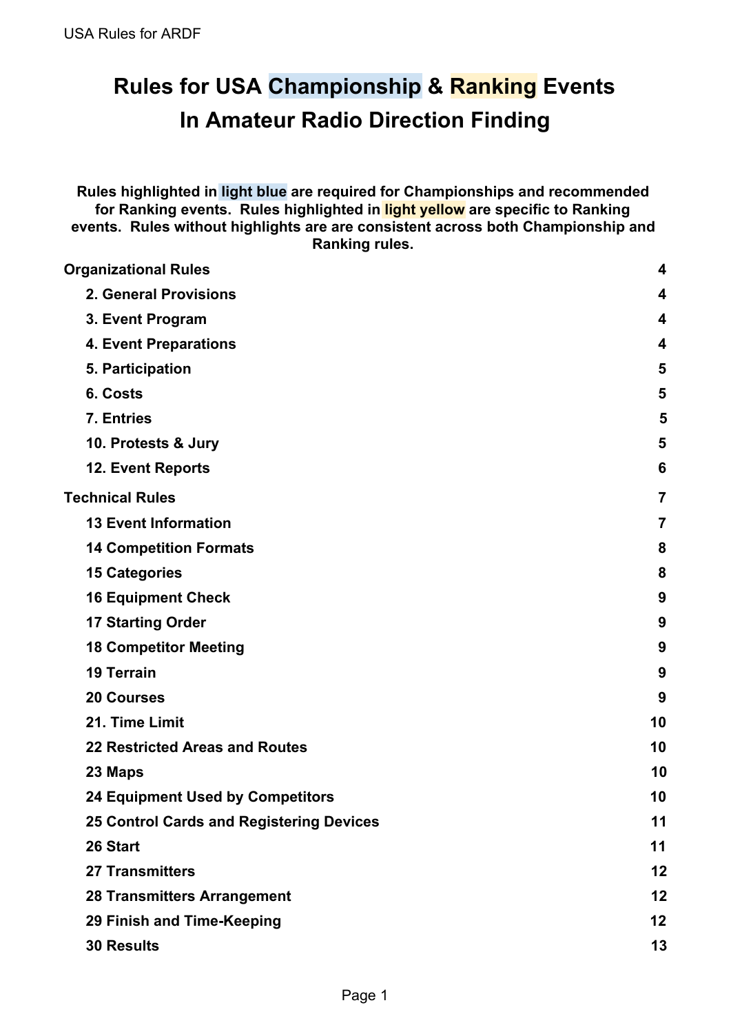# Rules for USA Championship & Ranking Events In Amateur Radio Direction Finding

**Rules highlighted in light blue are required for Championships and recommended for Ranking events. Rules highlighted in light yellow are specific to Ranking events. Rules without highlights are are consistent across both Championship and Ranking rules.**

| | |
|---|---|
| **Organizational Rules** | **4** |
| **2. General Provisions** | **4** |
| **3. Event Program** | **4** |
| **4. Event Preparations** | **4** |
| **5. Participation** | **5** |
| **6. Costs** | **5** |
| **7. Entries** | **5** |
| **10. Protests & Jury** | **5** |
| **12. Event Reports** | **6** |
| **Technical Rules** | **7** |
| **13 Event Information** | **7** |
| **14 Competition Formats** | **8** |
| **15 Categories** | **8** |
| **16 Equipment Check** | **9** |
| **17 Starting Order** | **9** |
| **18 Competitor Meeting** | **9** |
| **19 Terrain** | **9** |
| **20 Courses** | **9** |
| **21. Time Limit** | **10** |
| **22 Restricted Areas and Routes** | **10** |
| **23 Maps** | **10** |
| **24 Equipment Used by Competitors** | **10** |
| **25 Control Cards and Registering Devices** | **11** |
| **26 Start** | **11** |
| **27 Transmitters** | **12** |
| **28 Transmitters Arrangement** | **12** |
| **29 Finish and Time-Keeping** | **12** |
| **30 Results** | **13** |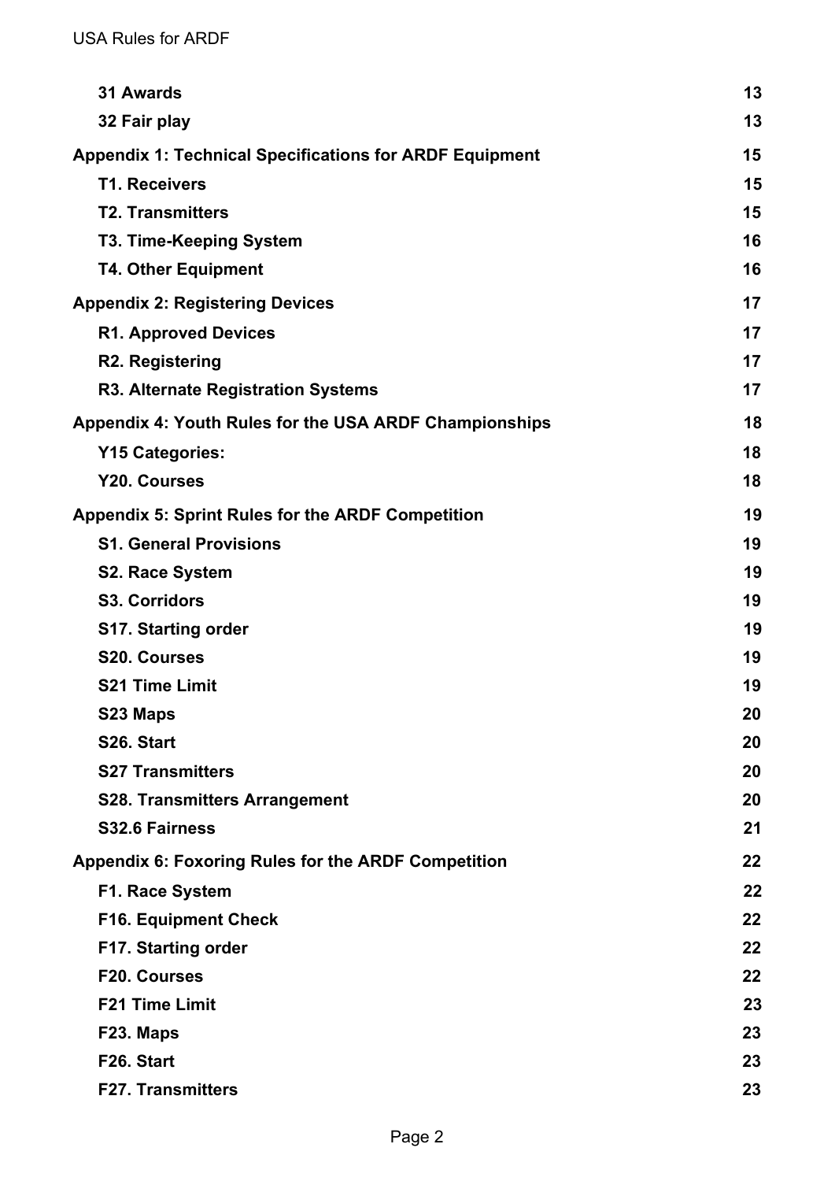**31 Awards** 13

**32 Fair play** 13

**Appendix 1: Technical Specifications for ARDF Equipment** 15

**T1. Receivers** 15

**T2. Transmitters** 15

**T3. Time-Keeping System** 16

**T4. Other Equipment** 16

**Appendix 2: Registering Devices** 17

**R1. Approved Devices** 17

**R2. Registering** 17

**R3. Alternate Registration Systems** 17

**Appendix 4: Youth Rules for the USA ARDF Championships** 18

**Y15 Categories:** 18

**Y20. Courses** 18

**Appendix 5: Sprint Rules for the ARDF Competition** 19

**S1. General Provisions** 19

**S2. Race System** 19

**S3. Corridors** 19

**S17. Starting order** 19

**S20. Courses** 19

**S21 Time Limit** 19

**S23 Maps** 20

**S26. Start** 20

**S27 Transmitters** 20

**S28. Transmitters Arrangement** 20

**S32.6 Fairness** 21

**Appendix 6: Foxoring Rules for the ARDF Competition** 22

**F1. Race System** 22

**F16. Equipment Check** 22

**F17. Starting order** 22

**F20. Courses** 22

**F21 Time Limit** 23

**F23. Maps** 23

**F26. Start** 23

**F27. Transmitters** 23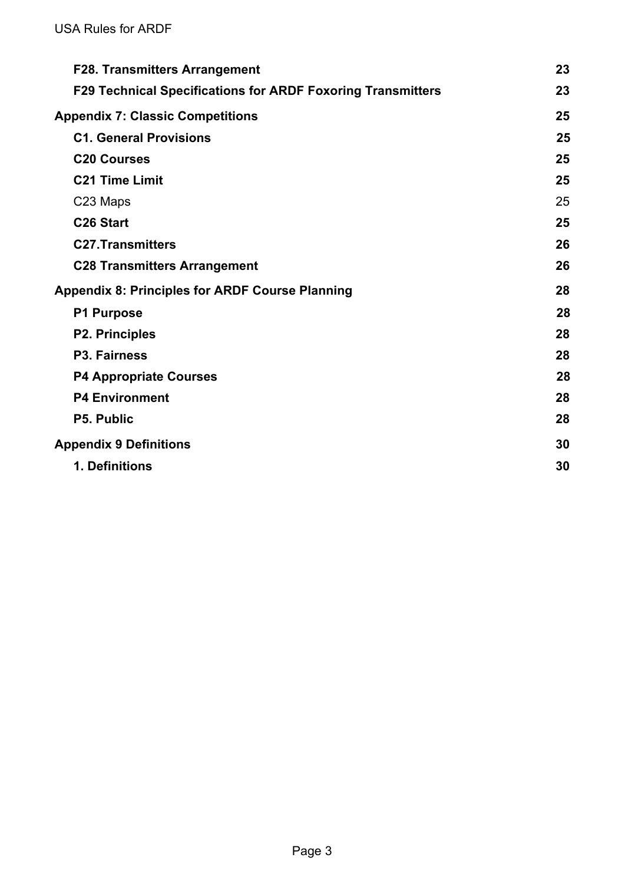**F28. Transmitters Arrangement** **23**

**F29 Technical Specifications for ARDF Foxoring Transmitters** **23**

**Appendix 7: Classic Competitions** **25**

**C1. General Provisions** **25**

**C20 Courses** **25**

**C21 Time Limit** **25**

C23 Maps 25

**C26 Start** **25**

**C27.Transmitters** **26**

**C28 Transmitters Arrangement** **26**

**Appendix 8: Principles for ARDF Course Planning** **28**

**P1 Purpose** **28**

**P2. Principles** **28**

**P3. Fairness** **28**

**P4 Appropriate Courses** **28**

**P4 Environment** **28**

**P5. Public** **28**

**Appendix 9 Definitions** **30**

**1. Definitions** **30**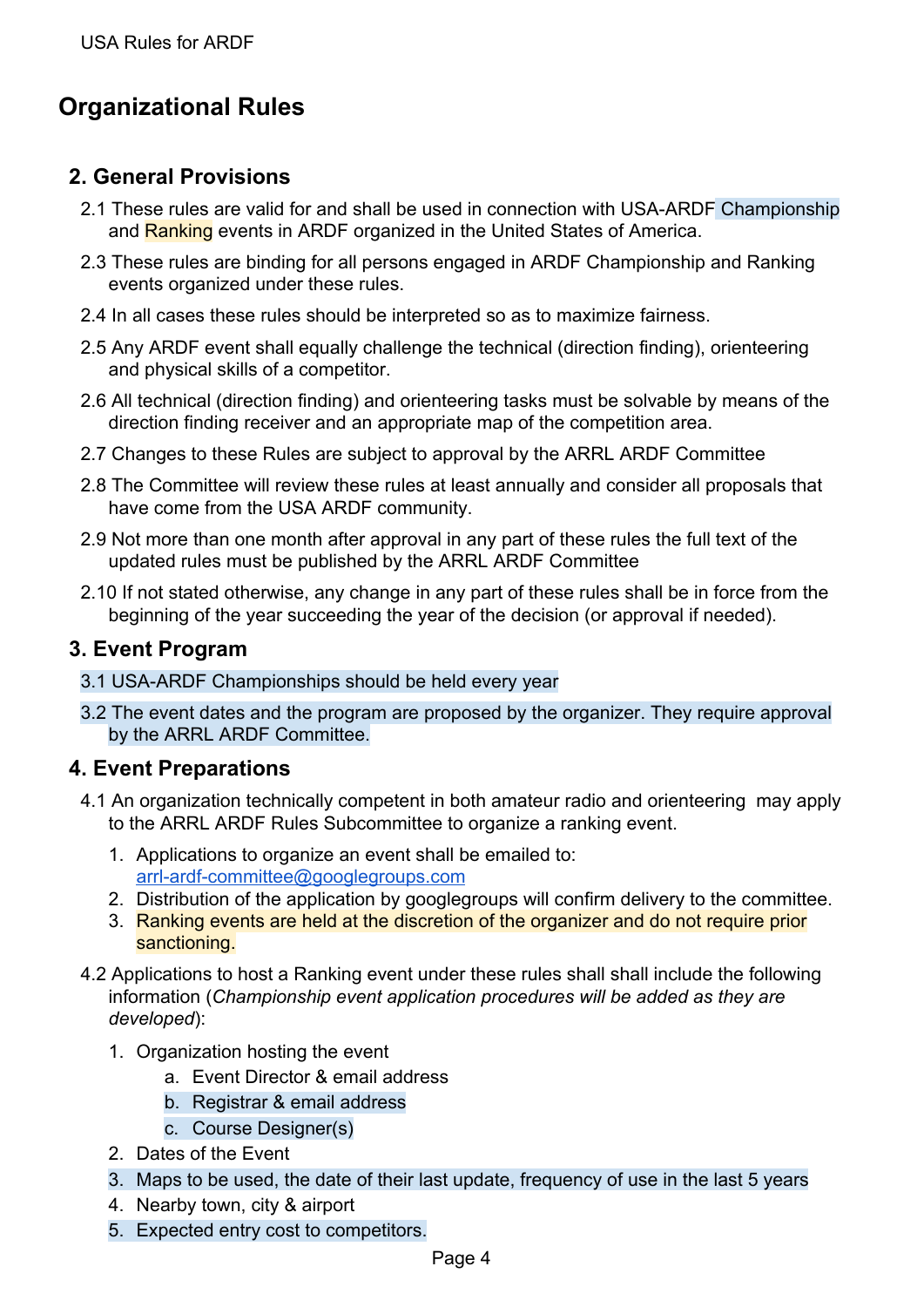# Organizational Rules

## 2. General Provisions

2.1 These rules are valid for and shall be used in connection with USA-ARDF Championship and Ranking events in ARDF organized in the United States of America.

2.3 These rules are binding for all persons engaged in ARDF Championship and Ranking events organized under these rules.

2.4 In all cases these rules should be interpreted so as to maximize fairness.

2.5 Any ARDF event shall equally challenge the technical (direction finding), orienteering and physical skills of a competitor.

2.6 All technical (direction finding) and orienteering tasks must be solvable by means of the direction finding receiver and an appropriate map of the competition area.

2.7 Changes to these Rules are subject to approval by the ARRL ARDF Committee

2.8 The Committee will review these rules at least annually and consider all proposals that have come from the USA ARDF community.

2.9 Not more than one month after approval in any part of these rules the full text of the updated rules must be published by the ARRL ARDF Committee

2.10 If not stated otherwise, any change in any part of these rules shall be in force from the beginning of the year succeeding the year of the decision (or approval if needed).

## 3. Event Program

3.1 USA-ARDF Championships should be held every year

3.2 The event dates and the program are proposed by the organizer. They require approval by the ARRL ARDF Committee.

## 4. Event Preparations

4.1 An organization technically competent in both amateur radio and orienteering may apply to the ARRL ARDF Rules Subcommittee to organize a ranking event.

1. Applications to organize an event shall be emailed to: arrl-ardf-committee@googlegroups.com
2. Distribution of the application by googlegroups will confirm delivery to the committee.
3. Ranking events are held at the discretion of the organizer and do not require prior sanctioning.

4.2 Applications to host a Ranking event under these rules shall shall include the following information (*Championship event application procedures will be added as they are developed*):

1. Organization hosting the event
   a. Event Director & email address
   b. Registrar & email address
   c. Course Designer(s)
2. Dates of the Event
3. Maps to be used, the date of their last update, frequency of use in the last 5 years
4. Nearby town, city & airport
5. Expected entry cost to competitors.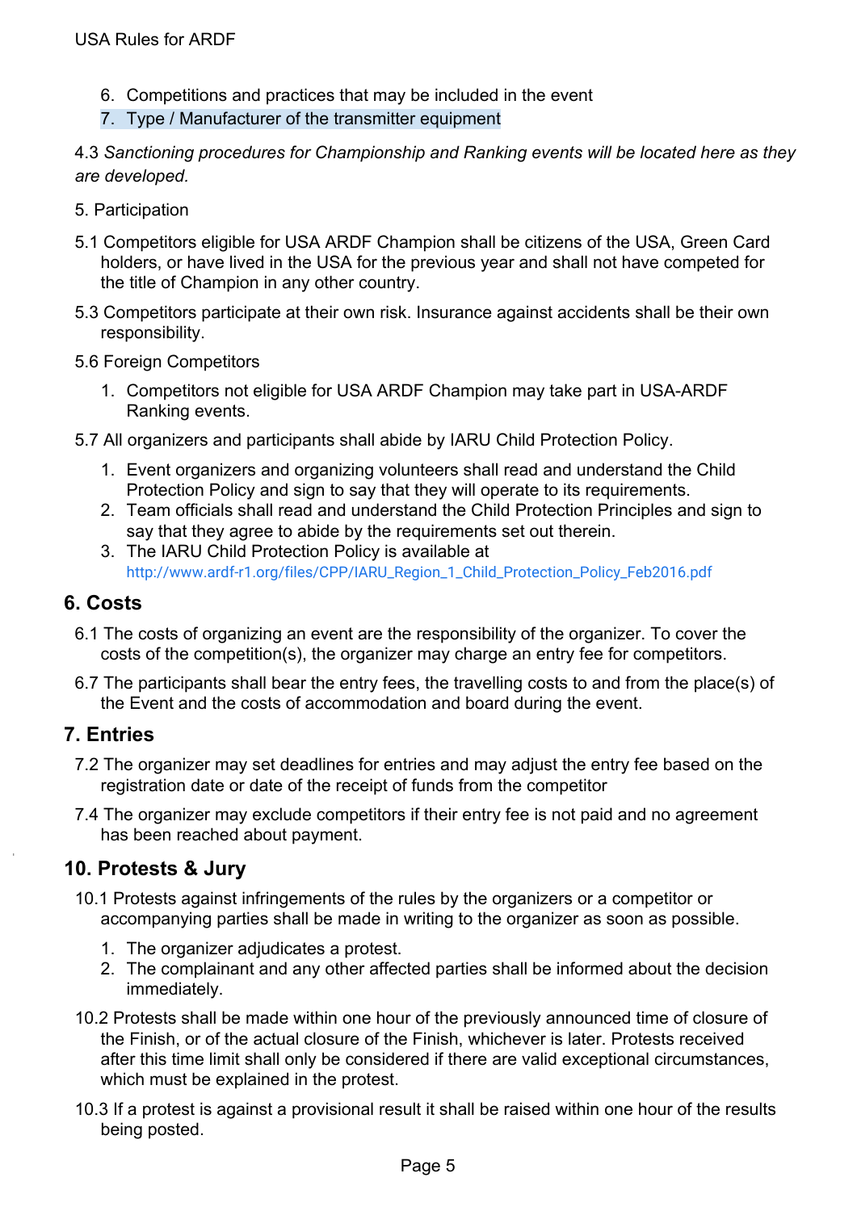6. Competitions and practices that may be included in the event
7. Type / Manufacturer of the transmitter equipment

4.3 *Sanctioning procedures for Championship and Ranking events will be located here as they are developed.*

5. Participation

5.1 Competitors eligible for USA ARDF Champion shall be citizens of the USA, Green Card holders, or have lived in the USA for the previous year and shall not have competed for the title of Champion in any other country.

5.3 Competitors participate at their own risk. Insurance against accidents shall be their own responsibility.

5.6 Foreign Competitors

1. Competitors not eligible for USA ARDF Champion may take part in USA-ARDF Ranking events.

5.7 All organizers and participants shall abide by IARU Child Protection Policy.

1. Event organizers and organizing volunteers shall read and understand the Child Protection Policy and sign to say that they will operate to its requirements.
2. Team officials shall read and understand the Child Protection Principles and sign to say that they agree to abide by the requirements set out therein.
3. The IARU Child Protection Policy is available at http://www.ardf-r1.org/files/CPP/IARU_Region_1_Child_Protection_Policy_Feb2016.pdf

## 6. Costs

6.1 The costs of organizing an event are the responsibility of the organizer. To cover the costs of the competition(s), the organizer may charge an entry fee for competitors.

6.7 The participants shall bear the entry fees, the travelling costs to and from the place(s) of the Event and the costs of accommodation and board during the event.

## 7. Entries

7.2 The organizer may set deadlines for entries and may adjust the entry fee based on the registration date or date of the receipt of funds from the competitor

7.4 The organizer may exclude competitors if their entry fee is not paid and no agreement has been reached about payment.

## 10. Protests & Jury

10.1 Protests against infringements of the rules by the organizers or a competitor or accompanying parties shall be made in writing to the organizer as soon as possible.

1. The organizer adjudicates a protest.
2. The complainant and any other affected parties shall be informed about the decision immediately.

10.2 Protests shall be made within one hour of the previously announced time of closure of the Finish, or of the actual closure of the Finish, whichever is later. Protests received after this time limit shall only be considered if there are valid exceptional circumstances, which must be explained in the protest.

10.3 If a protest is against a provisional result it shall be raised within one hour of the results being posted.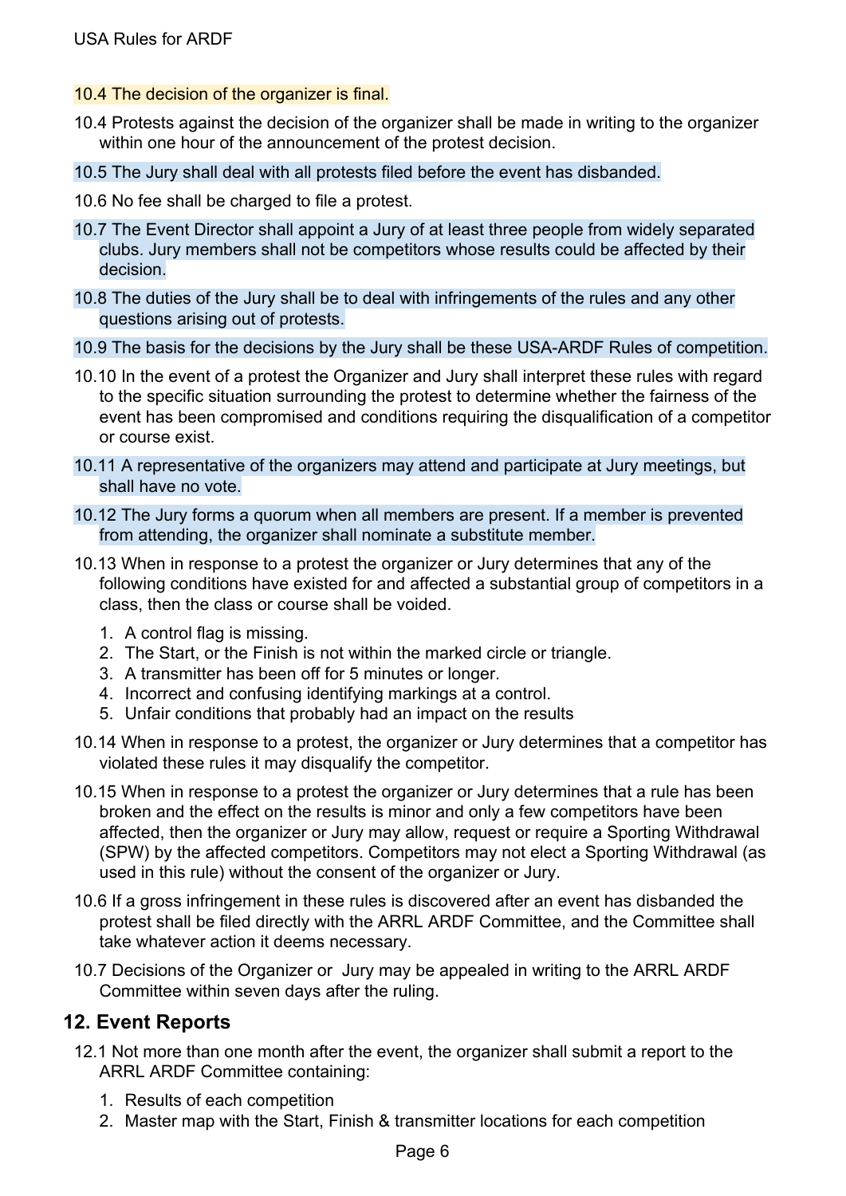10.4 The decision of the organizer is final.

10.4 Protests against the decision of the organizer shall be made in writing to the organizer within one hour of the announcement of the protest decision.

10.5 The Jury shall deal with all protests filed before the event has disbanded.

10.6 No fee shall be charged to file a protest.

10.7 The Event Director shall appoint a Jury of at least three people from widely separated clubs. Jury members shall not be competitors whose results could be affected by their decision.

10.8 The duties of the Jury shall be to deal with infringements of the rules and any other questions arising out of protests.

10.9 The basis for the decisions by the Jury shall be these USA-ARDF Rules of competition.

10.10 In the event of a protest the Organizer and Jury shall interpret these rules with regard to the specific situation surrounding the protest to determine whether the fairness of the event has been compromised and conditions requiring the disqualification of a competitor or course exist.

10.11 A representative of the organizers may attend and participate at Jury meetings, but shall have no vote.

10.12 The Jury forms a quorum when all members are present. If a member is prevented from attending, the organizer shall nominate a substitute member.

10.13 When in response to a protest the organizer or Jury determines that any of the following conditions have existed for and affected a substantial group of competitors in a class, then the class or course shall be voided.

1. A control flag is missing.
2. The Start, or the Finish is not within the marked circle or triangle.
3. A transmitter has been off for 5 minutes or longer.
4. Incorrect and confusing identifying markings at a control.
5. Unfair conditions that probably had an impact on the results

10.14 When in response to a protest, the organizer or Jury determines that a competitor has violated these rules it may disqualify the competitor.

10.15 When in response to a protest the organizer or Jury determines that a rule has been broken and the effect on the results is minor and only a few competitors have been affected, then the organizer or Jury may allow, request or require a Sporting Withdrawal (SPW) by the affected competitors. Competitors may not elect a Sporting Withdrawal (as used in this rule) without the consent of the organizer or Jury.

10.6 If a gross infringement in these rules is discovered after an event has disbanded the protest shall be filed directly with the ARRL ARDF Committee, and the Committee shall take whatever action it deems necessary.

10.7 Decisions of the Organizer or Jury may be appealed in writing to the ARRL ARDF Committee within seven days after the ruling.

## 12. Event Reports

12.1 Not more than one month after the event, the organizer shall submit a report to the ARRL ARDF Committee containing:

1. Results of each competition
2. Master map with the Start, Finish & transmitter locations for each competition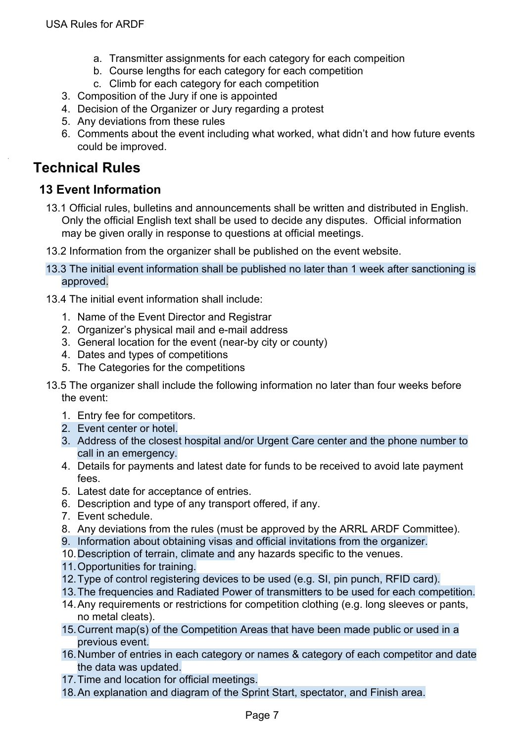a. Transmitter assignments for each category for each compeition
   b. Course lengths for each category for each competition
   c. Climb for each category for each competition
3. Composition of the Jury if one is appointed
4. Decision of the Organizer or Jury regarding a protest
5. Any deviations from these rules
6. Comments about the event including what worked, what didn't and how future events could be improved.

# Technical Rules

## 13 Event Information

13.1 Official rules, bulletins and announcements shall be written and distributed in English. Only the official English text shall be used to decide any disputes. Official information may be given orally in response to questions at official meetings.

13.2 Information from the organizer shall be published on the event website.

13.3 The initial event information shall be published no later than 1 week after sanctioning is approved.

13.4 The initial event information shall include:

1. Name of the Event Director and Registrar
2. Organizer's physical mail and e-mail address
3. General location for the event (near-by city or county)
4. Dates and types of competitions
5. The Categories for the competitions

13.5 The organizer shall include the following information no later than four weeks before the event:

1. Entry fee for competitors.
2. Event center or hotel.
3. Address of the closest hospital and/or Urgent Care center and the phone number to call in an emergency.
4. Details for payments and latest date for funds to be received to avoid late payment fees.
5. Latest date for acceptance of entries.
6. Description and type of any transport offered, if any.
7. Event schedule.
8. Any deviations from the rules (must be approved by the ARRL ARDF Committee).
9. Information about obtaining visas and official invitations from the organizer.
10. Description of terrain, climate and any hazards specific to the venues.
11. Opportunities for training.
12. Type of control registering devices to be used (e.g. SI, pin punch, RFID card).
13. The frequencies and Radiated Power of transmitters to be used for each competition.
14. Any requirements or restrictions for competition clothing (e.g. long sleeves or pants, no metal cleats).
15. Current map(s) of the Competition Areas that have been made public or used in a previous event.
16. Number of entries in each category or names & category of each competitor and date the data was updated.
17. Time and location for official meetings.
18. An explanation and diagram of the Sprint Start, spectator, and Finish area.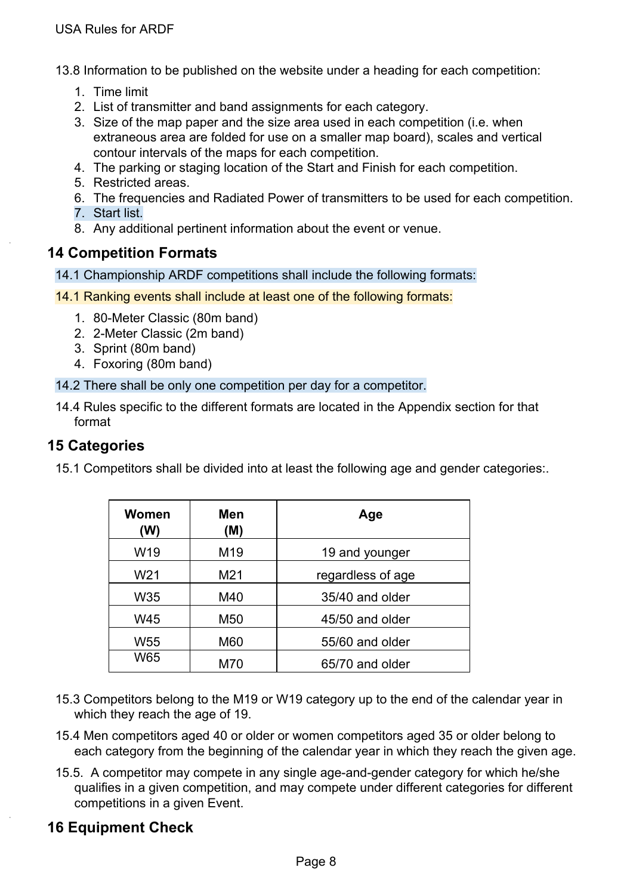13.8 Information to be published on the website under a heading for each competition:

1. Time limit
2. List of transmitter and band assignments for each category.
3. Size of the map paper and the size area used in each competition (i.e. when extraneous area are folded for use on a smaller map board), scales and vertical contour intervals of the maps for each competition.
4. The parking or staging location of the Start and Finish for each competition.
5. Restricted areas.
6. The frequencies and Radiated Power of transmitters to be used for each competition.
7. Start list.
8. Any additional pertinent information about the event or venue.

## 14 Competition Formats

14.1 Championship ARDF competitions shall include the following formats:

14.1 Ranking events shall include at least one of the following formats:

1. 80-Meter Classic (80m band)
2. 2-Meter Classic (2m band)
3. Sprint (80m band)
4. Foxoring (80m band)

14.2 There shall be only one competition per day for a competitor.

14.4 Rules specific to the different formats are located in the Appendix section for that format

## 15 Categories

15.1 Competitors shall be divided into at least the following age and gender categories:.

| Women (W) | Men (M) | Age |
|---|---|---|
| W19 | M19 | 19 and younger |
| W21 | M21 | regardless of age |
| W35 | M40 | 35/40 and older |
| W45 | M50 | 45/50 and older |
| W55 | M60 | 55/60 and older |
| W65 | M70 | 65/70 and older |

15.3 Competitors belong to the M19 or W19 category up to the end of the calendar year in which they reach the age of 19.

15.4 Men competitors aged 40 or older or women competitors aged 35 or older belong to each category from the beginning of the calendar year in which they reach the given age.

15.5. A competitor may compete in any single age-and-gender category for which he/she qualifies in a given competition, and may compete under different categories for different competitions in a given Event.

## 16 Equipment Check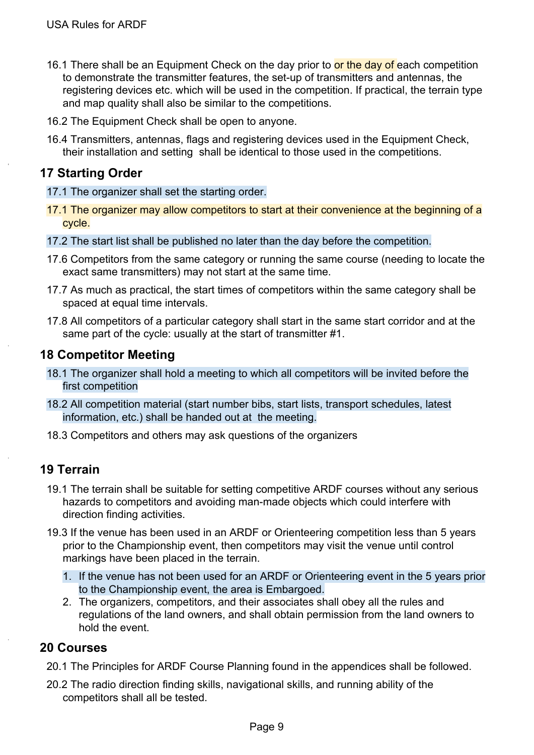16.1 There shall be an Equipment Check on the day prior to or the day of each competition to demonstrate the transmitter features, the set-up of transmitters and antennas, the registering devices etc. which will be used in the competition. If practical, the terrain type and map quality shall also be similar to the competitions.

16.2 The Equipment Check shall be open to anyone.

16.4 Transmitters, antennas, flags and registering devices used in the Equipment Check, their installation and setting shall be identical to those used in the competitions.

## 17 Starting Order

17.1 The organizer shall set the starting order.

17.1 The organizer may allow competitors to start at their convenience at the beginning of a cycle.

17.2 The start list shall be published no later than the day before the competition.

17.6 Competitors from the same category or running the same course (needing to locate the exact same transmitters) may not start at the same time.

17.7 As much as practical, the start times of competitors within the same category shall be spaced at equal time intervals.

17.8 All competitors of a particular category shall start in the same start corridor and at the same part of the cycle: usually at the start of transmitter #1.

## 18 Competitor Meeting

18.1 The organizer shall hold a meeting to which all competitors will be invited before the first competition

18.2 All competition material (start number bibs, start lists, transport schedules, latest information, etc.) shall be handed out at the meeting.

18.3 Competitors and others may ask questions of the organizers

## 19 Terrain

19.1 The terrain shall be suitable for setting competitive ARDF courses without any serious hazards to competitors and avoiding man-made objects which could interfere with direction finding activities.

19.3 If the venue has been used in an ARDF or Orienteering competition less than 5 years prior to the Championship event, then competitors may visit the venue until control markings have been placed in the terrain.

1. If the venue has not been used for an ARDF or Orienteering event in the 5 years prior to the Championship event, the area is Embargoed.
2. The organizers, competitors, and their associates shall obey all the rules and regulations of the land owners, and shall obtain permission from the land owners to hold the event.

## 20 Courses

20.1 The Principles for ARDF Course Planning found in the appendices shall be followed.

20.2 The radio direction finding skills, navigational skills, and running ability of the competitors shall all be tested.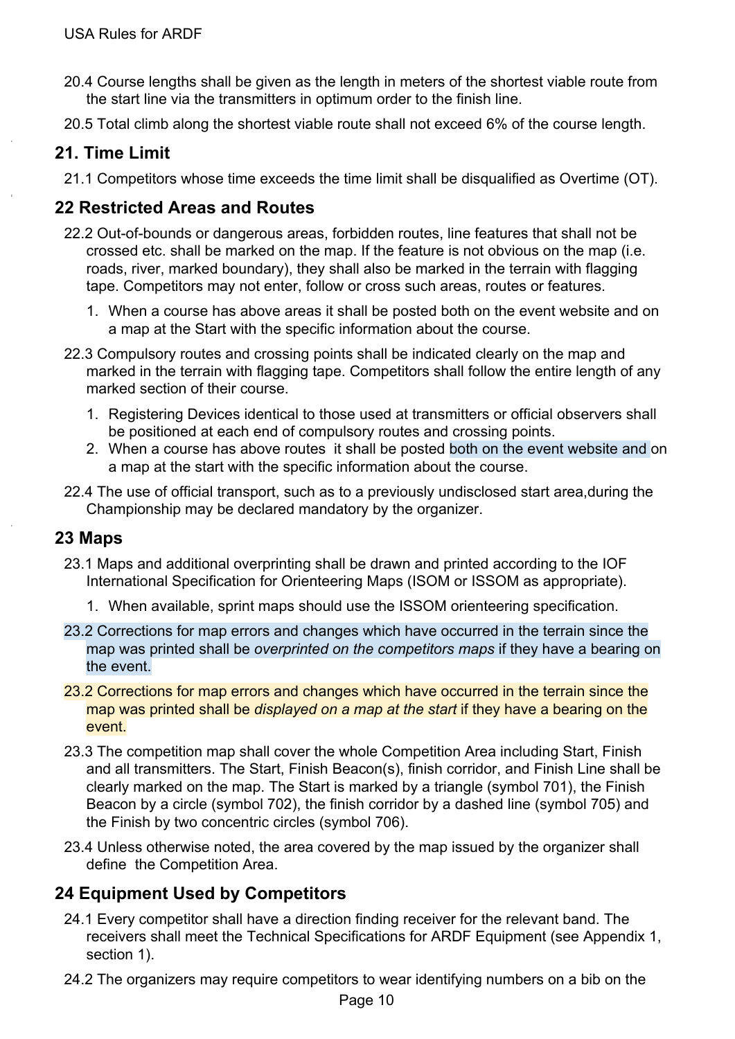20.4 Course lengths shall be given as the length in meters of the shortest viable route from the start line via the transmitters in optimum order to the finish line.

20.5 Total climb along the shortest viable route shall not exceed 6% of the course length.

## 21. Time Limit

21.1 Competitors whose time exceeds the time limit shall be disqualified as Overtime (OT).

## 22 Restricted Areas and Routes

22.2 Out-of-bounds or dangerous areas, forbidden routes, line features that shall not be crossed etc. shall be marked on the map. If the feature is not obvious on the map (i.e. roads, river, marked boundary), they shall also be marked in the terrain with flagging tape. Competitors may not enter, follow or cross such areas, routes or features.

1. When a course has above areas it shall be posted both on the event website and on a map at the Start with the specific information about the course.

22.3 Compulsory routes and crossing points shall be indicated clearly on the map and marked in the terrain with flagging tape. Competitors shall follow the entire length of any marked section of their course.

1. Registering Devices identical to those used at transmitters or official observers shall be positioned at each end of compulsory routes and crossing points.
2. When a course has above routes it shall be posted both on the event website and on a map at the start with the specific information about the course.

22.4 The use of official transport, such as to a previously undisclosed start area,during the Championship may be declared mandatory by the organizer.

## 23 Maps

23.1 Maps and additional overprinting shall be drawn and printed according to the IOF International Specification for Orienteering Maps (ISOM or ISSOM as appropriate).

1. When available, sprint maps should use the ISSOM orienteering specification.

23.2 Corrections for map errors and changes which have occurred in the terrain since the map was printed shall be *overprinted on the competitors maps* if they have a bearing on the event.

23.2 Corrections for map errors and changes which have occurred in the terrain since the map was printed shall be *displayed on a map at the start* if they have a bearing on the event.

23.3 The competition map shall cover the whole Competition Area including Start, Finish and all transmitters. The Start, Finish Beacon(s), finish corridor, and Finish Line shall be clearly marked on the map. The Start is marked by a triangle (symbol 701), the Finish Beacon by a circle (symbol 702), the finish corridor by a dashed line (symbol 705) and the Finish by two concentric circles (symbol 706).

23.4 Unless otherwise noted, the area covered by the map issued by the organizer shall define the Competition Area.

## 24 Equipment Used by Competitors

24.1 Every competitor shall have a direction finding receiver for the relevant band. The receivers shall meet the Technical Specifications for ARDF Equipment (see Appendix 1, section 1).

24.2 The organizers may require competitors to wear identifying numbers on a bib on the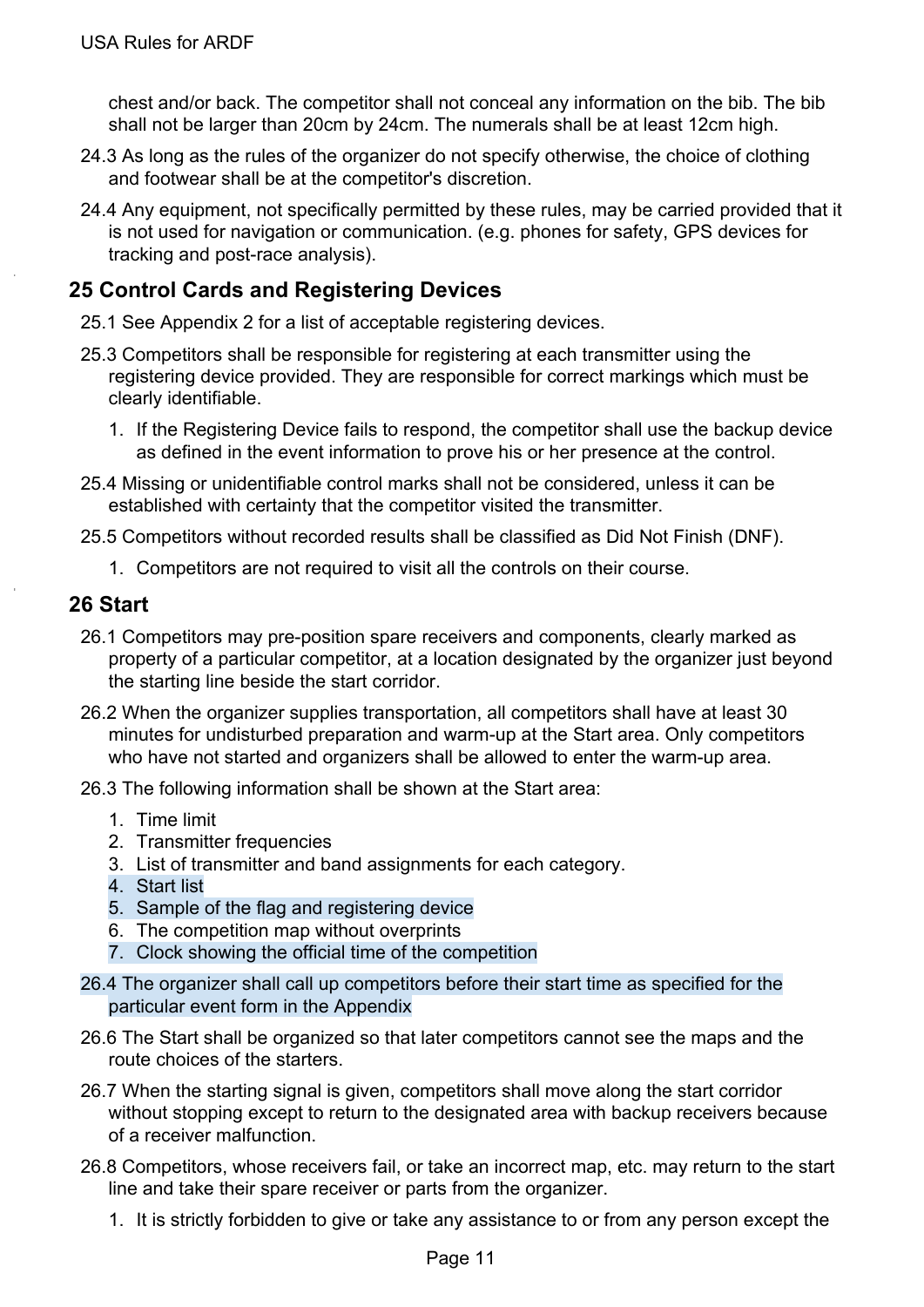chest and/or back. The competitor shall not conceal any information on the bib. The bib shall not be larger than 20cm by 24cm. The numerals shall be at least 12cm high.

24.3 As long as the rules of the organizer do not specify otherwise, the choice of clothing and footwear shall be at the competitor's discretion.

24.4 Any equipment, not specifically permitted by these rules, may be carried provided that it is not used for navigation or communication. (e.g. phones for safety, GPS devices for tracking and post-race analysis).

## 25 Control Cards and Registering Devices

25.1 See Appendix 2 for a list of acceptable registering devices.

25.3 Competitors shall be responsible for registering at each transmitter using the registering device provided. They are responsible for correct markings which must be clearly identifiable.

1. If the Registering Device fails to respond, the competitor shall use the backup device as defined in the event information to prove his or her presence at the control.

25.4 Missing or unidentifiable control marks shall not be considered, unless it can be established with certainty that the competitor visited the transmitter.

25.5 Competitors without recorded results shall be classified as Did Not Finish (DNF).

1. Competitors are not required to visit all the controls on their course.

## 26 Start

26.1 Competitors may pre-position spare receivers and components, clearly marked as property of a particular competitor, at a location designated by the organizer just beyond the starting line beside the start corridor.

26.2 When the organizer supplies transportation, all competitors shall have at least 30 minutes for undisturbed preparation and warm-up at the Start area. Only competitors who have not started and organizers shall be allowed to enter the warm-up area.

26.3 The following information shall be shown at the Start area:

1. Time limit
2. Transmitter frequencies
3. List of transmitter and band assignments for each category.
4. Start list
5. Sample of the flag and registering device
6. The competition map without overprints
7. Clock showing the official time of the competition

26.4 The organizer shall call up competitors before their start time as specified for the particular event form in the Appendix

26.6 The Start shall be organized so that later competitors cannot see the maps and the route choices of the starters.

26.7 When the starting signal is given, competitors shall move along the start corridor without stopping except to return to the designated area with backup receivers because of a receiver malfunction.

26.8 Competitors, whose receivers fail, or take an incorrect map, etc. may return to the start line and take their spare receiver or parts from the organizer.

1. It is strictly forbidden to give or take any assistance to or from any person except the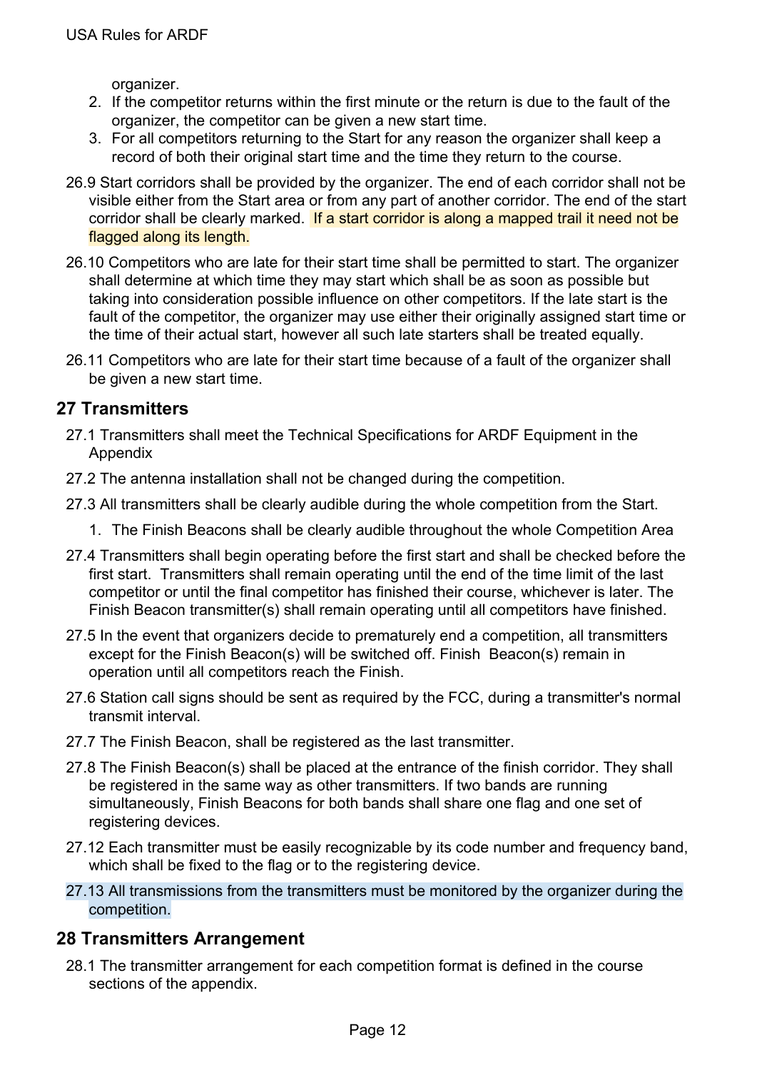organizer.

2. If the competitor returns within the first minute or the return is due to the fault of the organizer, the competitor can be given a new start time.
3. For all competitors returning to the Start for any reason the organizer shall keep a record of both their original start time and the time they return to the course.

26.9 Start corridors shall be provided by the organizer. The end of each corridor shall not be visible either from the Start area or from any part of another corridor. The end of the start corridor shall be clearly marked. If a start corridor is along a mapped trail it need not be flagged along its length.

26.10 Competitors who are late for their start time shall be permitted to start. The organizer shall determine at which time they may start which shall be as soon as possible but taking into consideration possible influence on other competitors. If the late start is the fault of the competitor, the organizer may use either their originally assigned start time or the time of their actual start, however all such late starters shall be treated equally.

26.11 Competitors who are late for their start time because of a fault of the organizer shall be given a new start time.

## 27 Transmitters

27.1 Transmitters shall meet the Technical Specifications for ARDF Equipment in the Appendix

27.2 The antenna installation shall not be changed during the competition.

27.3 All transmitters shall be clearly audible during the whole competition from the Start.

1. The Finish Beacons shall be clearly audible throughout the whole Competition Area

27.4 Transmitters shall begin operating before the first start and shall be checked before the first start. Transmitters shall remain operating until the end of the time limit of the last competitor or until the final competitor has finished their course, whichever is later. The Finish Beacon transmitter(s) shall remain operating until all competitors have finished.

27.5 In the event that organizers decide to prematurely end a competition, all transmitters except for the Finish Beacon(s) will be switched off. Finish Beacon(s) remain in operation until all competitors reach the Finish.

27.6 Station call signs should be sent as required by the FCC, during a transmitter's normal transmit interval.

27.7 The Finish Beacon, shall be registered as the last transmitter.

27.8 The Finish Beacon(s) shall be placed at the entrance of the finish corridor. They shall be registered in the same way as other transmitters. If two bands are running simultaneously, Finish Beacons for both bands shall share one flag and one set of registering devices.

27.12 Each transmitter must be easily recognizable by its code number and frequency band, which shall be fixed to the flag or to the registering device.

27.13 All transmissions from the transmitters must be monitored by the organizer during the competition.

## 28 Transmitters Arrangement

28.1 The transmitter arrangement for each competition format is defined in the course sections of the appendix.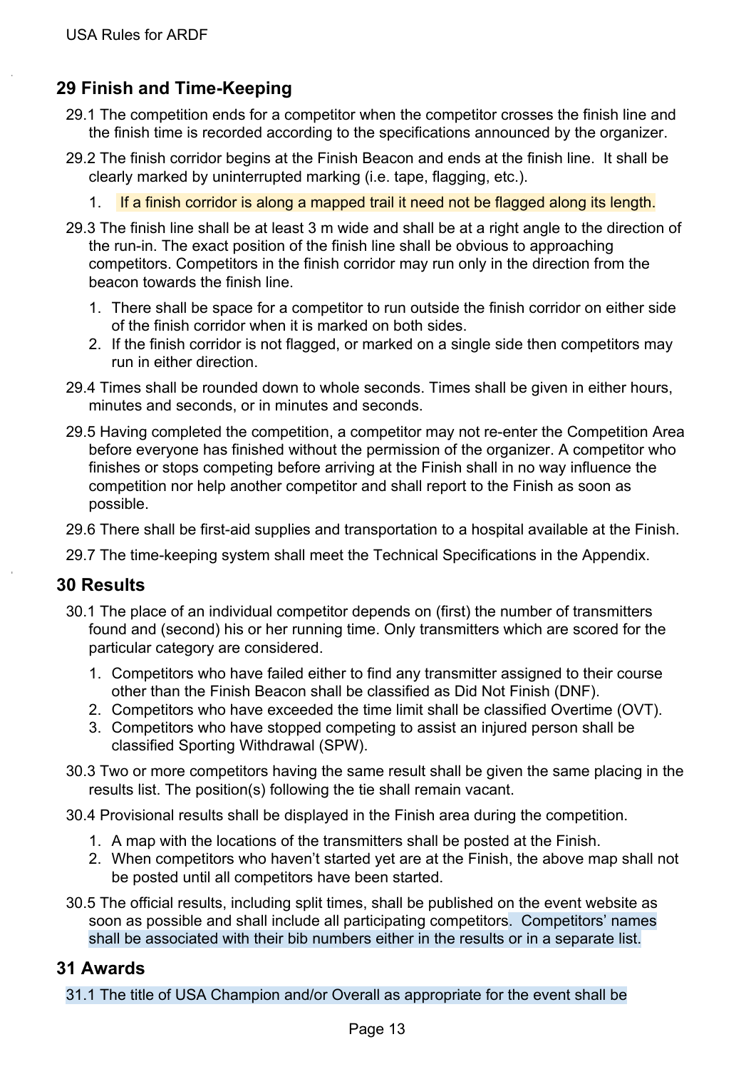## 29 Finish and Time-Keeping

29.1 The competition ends for a competitor when the competitor crosses the finish line and the finish time is recorded according to the specifications announced by the organizer.

29.2 The finish corridor begins at the Finish Beacon and ends at the finish line. It shall be clearly marked by uninterrupted marking (i.e. tape, flagging, etc.).

1. If a finish corridor is along a mapped trail it need not be flagged along its length.

29.3 The finish line shall be at least 3 m wide and shall be at a right angle to the direction of the run-in. The exact position of the finish line shall be obvious to approaching competitors. Competitors in the finish corridor may run only in the direction from the beacon towards the finish line.

1. There shall be space for a competitor to run outside the finish corridor on either side of the finish corridor when it is marked on both sides.
2. If the finish corridor is not flagged, or marked on a single side then competitors may run in either direction.

29.4 Times shall be rounded down to whole seconds. Times shall be given in either hours, minutes and seconds, or in minutes and seconds.

29.5 Having completed the competition, a competitor may not re-enter the Competition Area before everyone has finished without the permission of the organizer. A competitor who finishes or stops competing before arriving at the Finish shall in no way influence the competition nor help another competitor and shall report to the Finish as soon as possible.

29.6 There shall be first-aid supplies and transportation to a hospital available at the Finish.

29.7 The time-keeping system shall meet the Technical Specifications in the Appendix.

## 30 Results

30.1 The place of an individual competitor depends on (first) the number of transmitters found and (second) his or her running time. Only transmitters which are scored for the particular category are considered.

1. Competitors who have failed either to find any transmitter assigned to their course other than the Finish Beacon shall be classified as Did Not Finish (DNF).
2. Competitors who have exceeded the time limit shall be classified Overtime (OVT).
3. Competitors who have stopped competing to assist an injured person shall be classified Sporting Withdrawal (SPW).

30.3 Two or more competitors having the same result shall be given the same placing in the results list. The position(s) following the tie shall remain vacant.

30.4 Provisional results shall be displayed in the Finish area during the competition.

1. A map with the locations of the transmitters shall be posted at the Finish.
2. When competitors who haven't started yet are at the Finish, the above map shall not be posted until all competitors have been started.

30.5 The official results, including split times, shall be published on the event website as soon as possible and shall include all participating competitors. Competitors' names shall be associated with their bib numbers either in the results or in a separate list.

## 31 Awards

31.1 The title of USA Champion and/or Overall as appropriate for the event shall be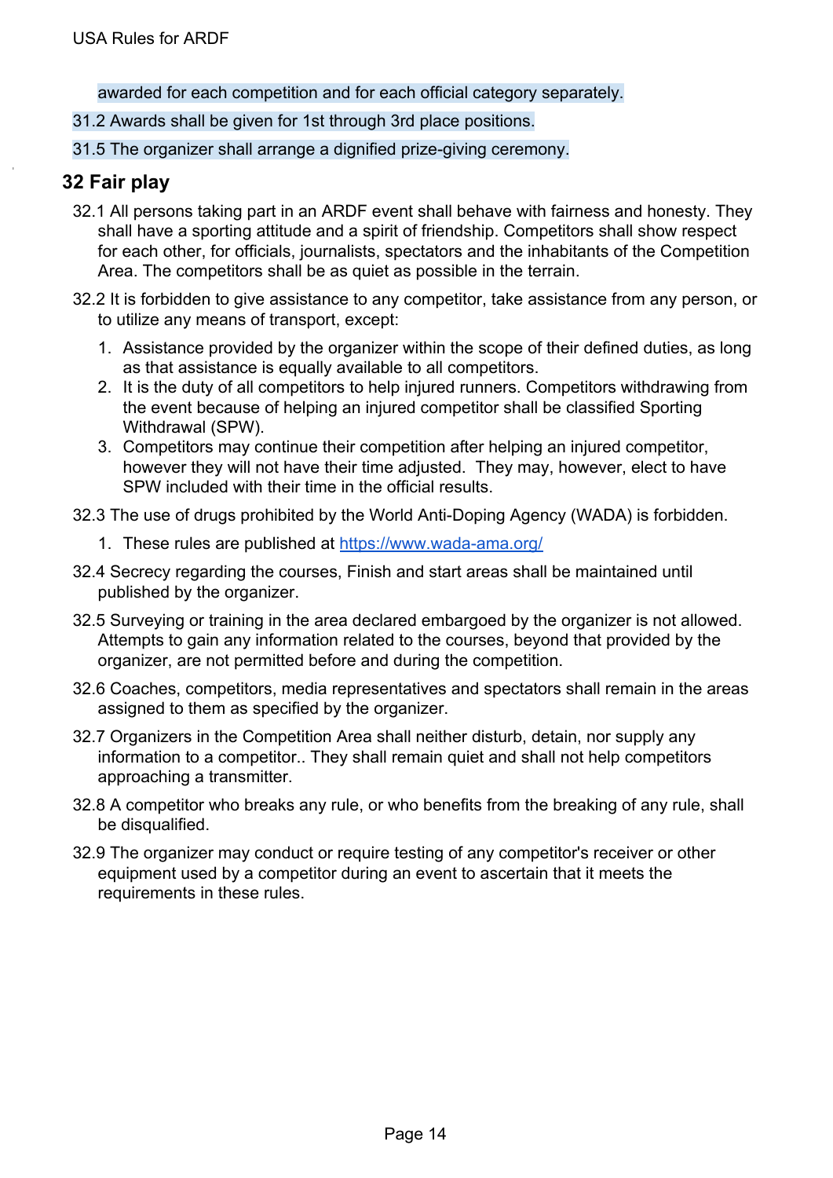awarded for each competition and for each official category separately.

31.2 Awards shall be given for 1st through 3rd place positions.

31.5 The organizer shall arrange a dignified prize-giving ceremony.

## 32 Fair play

32.1 All persons taking part in an ARDF event shall behave with fairness and honesty. They shall have a sporting attitude and a spirit of friendship. Competitors shall show respect for each other, for officials, journalists, spectators and the inhabitants of the Competition Area. The competitors shall be as quiet as possible in the terrain.

32.2 It is forbidden to give assistance to any competitor, take assistance from any person, or to utilize any means of transport, except:

1. Assistance provided by the organizer within the scope of their defined duties, as long as that assistance is equally available to all competitors.
2. It is the duty of all competitors to help injured runners. Competitors withdrawing from the event because of helping an injured competitor shall be classified Sporting Withdrawal (SPW).
3. Competitors may continue their competition after helping an injured competitor, however they will not have their time adjusted. They may, however, elect to have SPW included with their time in the official results.

32.3 The use of drugs prohibited by the World Anti-Doping Agency (WADA) is forbidden.

1. These rules are published at https://www.wada-ama.org/

32.4 Secrecy regarding the courses, Finish and start areas shall be maintained until published by the organizer.

32.5 Surveying or training in the area declared embargoed by the organizer is not allowed. Attempts to gain any information related to the courses, beyond that provided by the organizer, are not permitted before and during the competition.

32.6 Coaches, competitors, media representatives and spectators shall remain in the areas assigned to them as specified by the organizer.

32.7 Organizers in the Competition Area shall neither disturb, detain, nor supply any information to a competitor.. They shall remain quiet and shall not help competitors approaching a transmitter.

32.8 A competitor who breaks any rule, or who benefits from the breaking of any rule, shall be disqualified.

32.9 The organizer may conduct or require testing of any competitor's receiver or other equipment used by a competitor during an event to ascertain that it meets the requirements in these rules.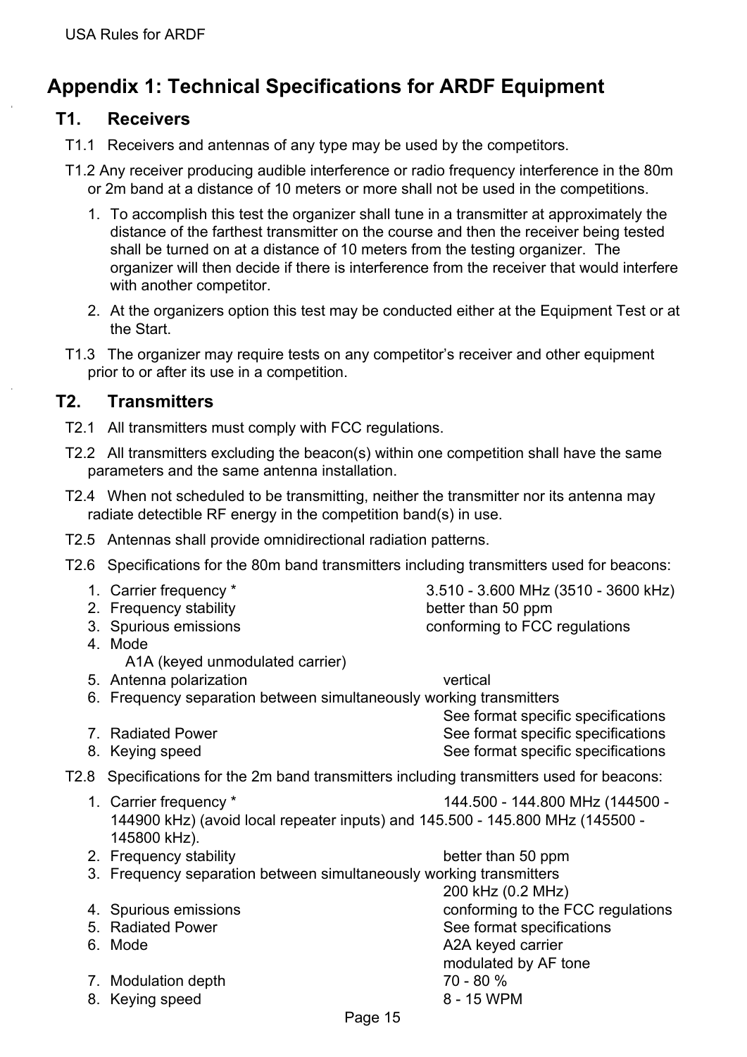## Appendix 1: Technical Specifications for ARDF Equipment

### T1. Receivers

T1.1 Receivers and antennas of any type may be used by the competitors.

T1.2 Any receiver producing audible interference or radio frequency interference in the 80m or 2m band at a distance of 10 meters or more shall not be used in the competitions.

1. To accomplish this test the organizer shall tune in a transmitter at approximately the distance of the farthest transmitter on the course and then the receiver being tested shall be turned on at a distance of 10 meters from the testing organizer. The organizer will then decide if there is interference from the receiver that would interfere with another competitor.
2. At the organizers option this test may be conducted either at the Equipment Test or at the Start.

T1.3 The organizer may require tests on any competitor's receiver and other equipment prior to or after its use in a competition.

### T2. Transmitters

T2.1 All transmitters must comply with FCC regulations.

T2.2 All transmitters excluding the beacon(s) within one competition shall have the same parameters and the same antenna installation.

T2.4 When not scheduled to be transmitting, neither the transmitter nor its antenna may radiate detectible RF energy in the competition band(s) in use.

T2.5 Antennas shall provide omnidirectional radiation patterns.

T2.6 Specifications for the 80m band transmitters including transmitters used for beacons:

1. Carrier frequency * — 3.510 - 3.600 MHz (3510 - 3600 kHz)
2. Frequency stability — better than 50 ppm
3. Spurious emissions — conforming to FCC regulations
4. Mode
   A1A (keyed unmodulated carrier)
5. Antenna polarization — vertical
6. Frequency separation between simultaneously working transmitters
   See format specific specifications
7. Radiated Power — See format specific specifications
8. Keying speed — See format specific specifications

T2.8 Specifications for the 2m band transmitters including transmitters used for beacons:

1. Carrier frequency * — 144.500 - 144.800 MHz (144500 - 144900 kHz) (avoid local repeater inputs) and 145.500 - 145.800 MHz (145500 - 145800 kHz).
2. Frequency stability — better than 50 ppm
3. Frequency separation between simultaneously working transmitters
   200 kHz (0.2 MHz)
4. Spurious emissions — conforming to the FCC regulations
5. Radiated Power — See format specifications
6. Mode — A2A keyed carrier modulated by AF tone
7. Modulation depth — 70 - 80 %
8. Keying speed — 8 - 15 WPM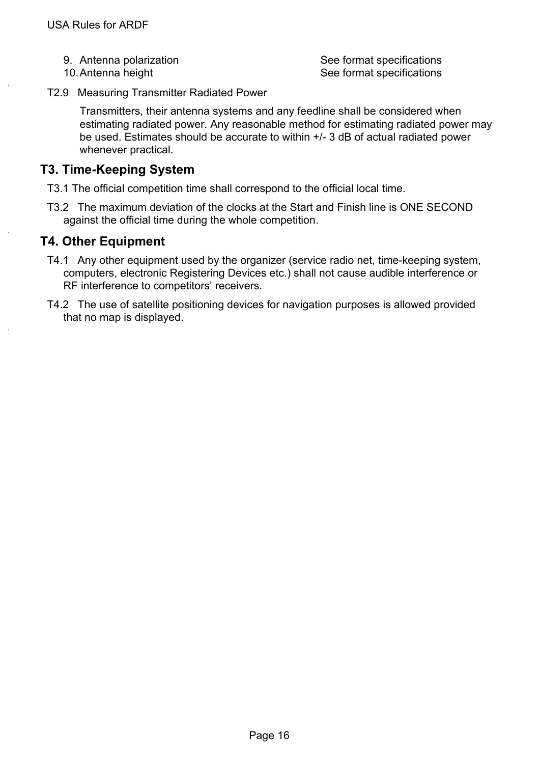9. Antenna polarization — See format specifications
10. Antenna height — See format specifications

T2.9 Measuring Transmitter Radiated Power

Transmitters, their antenna systems and any feedline shall be considered when estimating radiated power. Any reasonable method for estimating radiated power may be used. Estimates should be accurate to within +/- 3 dB of actual radiated power whenever practical.

## T3. Time-Keeping System

T3.1 The official competition time shall correspond to the official local time.

T3.2 The maximum deviation of the clocks at the Start and Finish line is ONE SECOND against the official time during the whole competition.

## T4. Other Equipment

T4.1 Any other equipment used by the organizer (service radio net, time-keeping system, computers, electronic Registering Devices etc.) shall not cause audible interference or RF interference to competitors' receivers.

T4.2 The use of satellite positioning devices for navigation purposes is allowed provided that no map is displayed.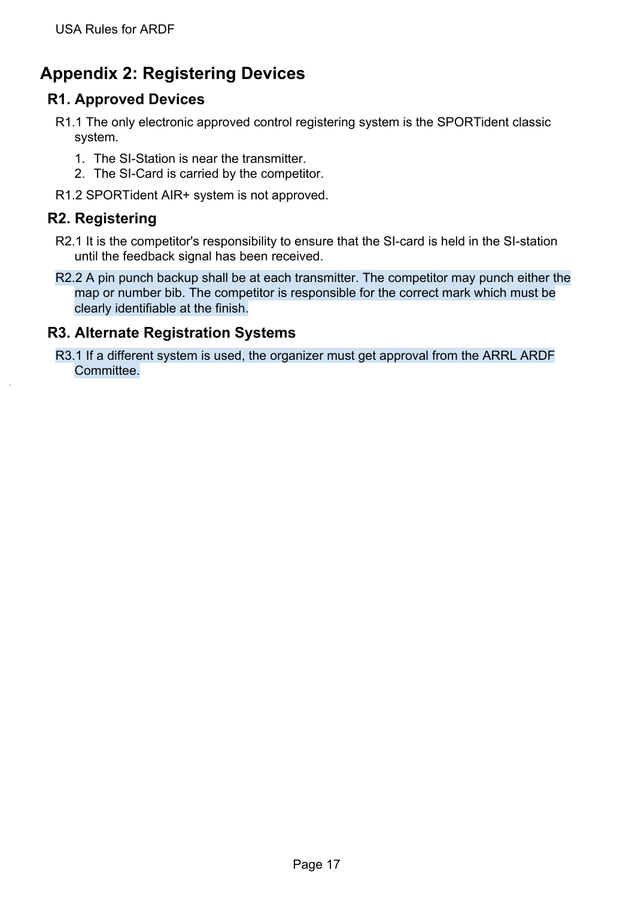# Appendix 2: Registering Devices

## R1. Approved Devices

R1.1 The only electronic approved control registering system is the SPORTident classic system.

1. The SI-Station is near the transmitter.
2. The SI-Card is carried by the competitor.

R1.2 SPORTident AIR+ system is not approved.

## R2. Registering

R2.1 It is the competitor's responsibility to ensure that the SI-card is held in the SI-station until the feedback signal has been received.

R2.2 A pin punch backup shall be at each transmitter. The competitor may punch either the map or number bib. The competitor is responsible for the correct mark which must be clearly identifiable at the finish.

## R3. Alternate Registration Systems

R3.1 If a different system is used, the organizer must get approval from the ARRL ARDF Committee.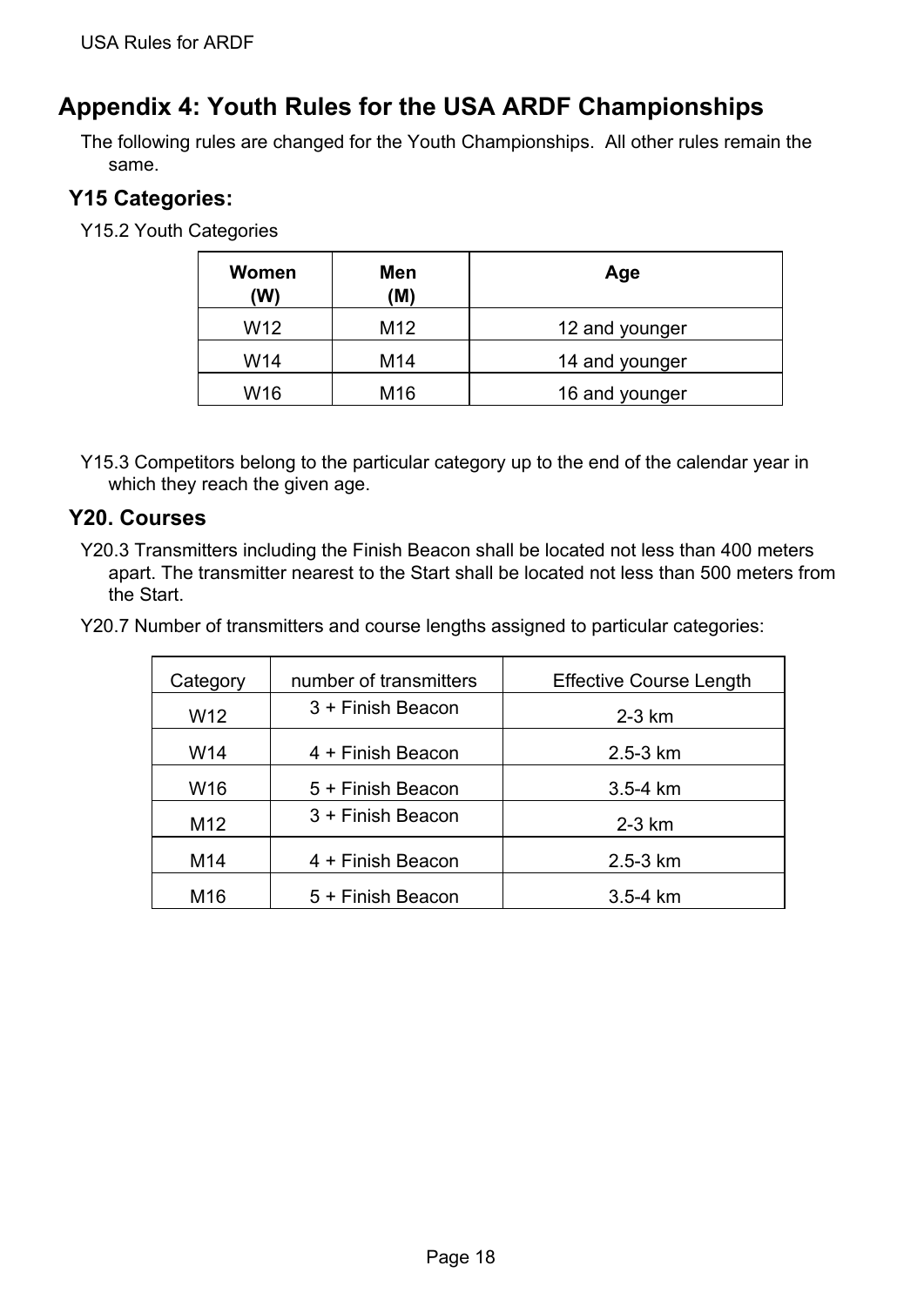# Appendix 4: Youth Rules for the USA ARDF Championships

The following rules are changed for the Youth Championships. All other rules remain the same.

## Y15 Categories:

Y15.2 Youth Categories

| Women (W) | Men (M) | Age |
|---|---|---|
| W12 | M12 | 12 and younger |
| W14 | M14 | 14 and younger |
| W16 | M16 | 16 and younger |

Y15.3 Competitors belong to the particular category up to the end of the calendar year in which they reach the given age.

## Y20. Courses

Y20.3 Transmitters including the Finish Beacon shall be located not less than 400 meters apart. The transmitter nearest to the Start shall be located not less than 500 meters from the Start.

Y20.7 Number of transmitters and course lengths assigned to particular categories:

| Category | number of transmitters | Effective Course Length |
|---|---|---|
| W12 | 3 + Finish Beacon | 2-3 km |
| W14 | 4 + Finish Beacon | 2.5-3 km |
| W16 | 5 + Finish Beacon | 3.5-4 km |
| M12 | 3 + Finish Beacon | 2-3 km |
| M14 | 4 + Finish Beacon | 2.5-3 km |
| M16 | 5 + Finish Beacon | 3.5-4 km |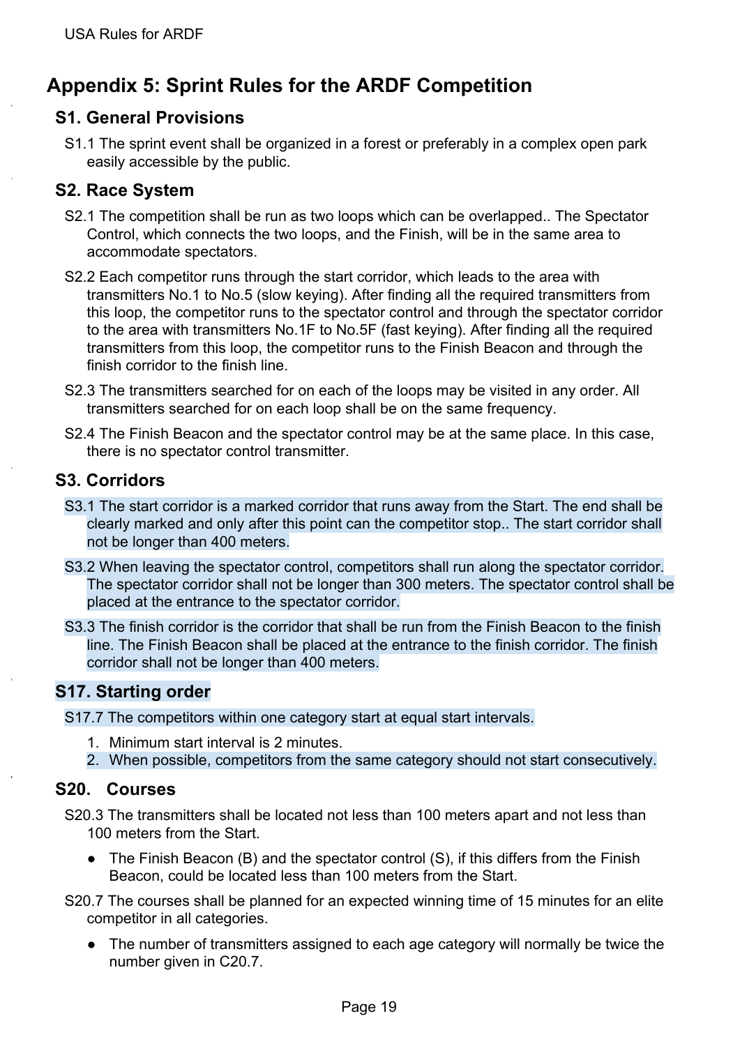# Appendix 5: Sprint Rules for the ARDF Competition

## S1. General Provisions

S1.1 The sprint event shall be organized in a forest or preferably in a complex open park easily accessible by the public.

## S2. Race System

S2.1 The competition shall be run as two loops which can be overlapped.. The Spectator Control, which connects the two loops, and the Finish, will be in the same area to accommodate spectators.

S2.2 Each competitor runs through the start corridor, which leads to the area with transmitters No.1 to No.5 (slow keying). After finding all the required transmitters from this loop, the competitor runs to the spectator control and through the spectator corridor to the area with transmitters No.1F to No.5F (fast keying). After finding all the required transmitters from this loop, the competitor runs to the Finish Beacon and through the finish corridor to the finish line.

S2.3 The transmitters searched for on each of the loops may be visited in any order. All transmitters searched for on each loop shall be on the same frequency.

S2.4 The Finish Beacon and the spectator control may be at the same place. In this case, there is no spectator control transmitter.

## S3. Corridors

S3.1 The start corridor is a marked corridor that runs away from the Start. The end shall be clearly marked and only after this point can the competitor stop.. The start corridor shall not be longer than 400 meters.

S3.2 When leaving the spectator control, competitors shall run along the spectator corridor. The spectator corridor shall not be longer than 300 meters. The spectator control shall be placed at the entrance to the spectator corridor.

S3.3 The finish corridor is the corridor that shall be run from the Finish Beacon to the finish line. The Finish Beacon shall be placed at the entrance to the finish corridor. The finish corridor shall not be longer than 400 meters.

## S17. Starting order

S17.7 The competitors within one category start at equal start intervals.

1. Minimum start interval is 2 minutes.
2. When possible, competitors from the same category should not start consecutively.

## S20. Courses

S20.3 The transmitters shall be located not less than 100 meters apart and not less than 100 meters from the Start.

- The Finish Beacon (B) and the spectator control (S), if this differs from the Finish Beacon, could be located less than 100 meters from the Start.

S20.7 The courses shall be planned for an expected winning time of 15 minutes for an elite competitor in all categories.

- The number of transmitters assigned to each age category will normally be twice the number given in C20.7.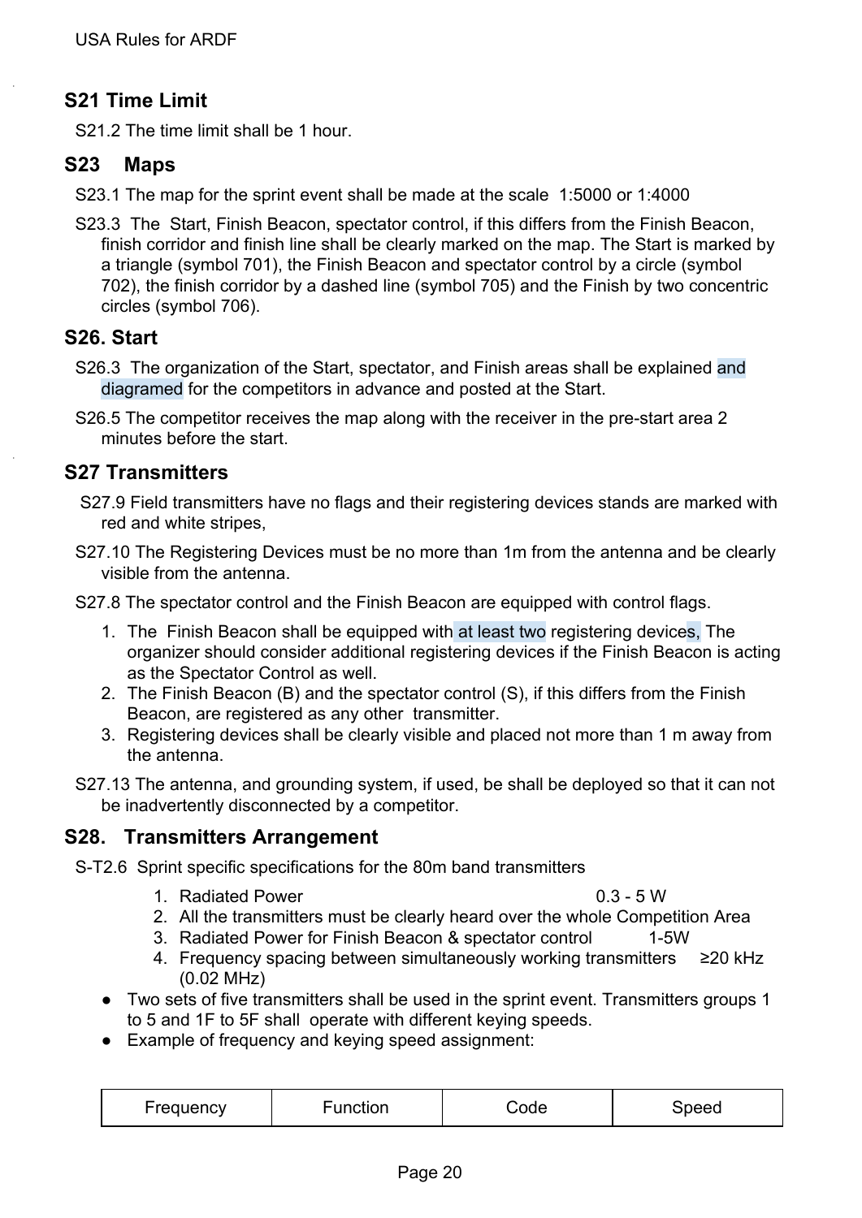## S21 Time Limit

S21.2 The time limit shall be 1 hour.

## S23 Maps

S23.1 The map for the sprint event shall be made at the scale 1:5000 or 1:4000

S23.3 The Start, Finish Beacon, spectator control, if this differs from the Finish Beacon, finish corridor and finish line shall be clearly marked on the map. The Start is marked by a triangle (symbol 701), the Finish Beacon and spectator control by a circle (symbol 702), the finish corridor by a dashed line (symbol 705) and the Finish by two concentric circles (symbol 706).

## S26. Start

S26.3 The organization of the Start, spectator, and Finish areas shall be explained and diagramed for the competitors in advance and posted at the Start.

S26.5 The competitor receives the map along with the receiver in the pre-start area 2 minutes before the start.

## S27 Transmitters

S27.9 Field transmitters have no flags and their registering devices stands are marked with red and white stripes,

S27.10 The Registering Devices must be no more than 1m from the antenna and be clearly visible from the antenna.

S27.8 The spectator control and the Finish Beacon are equipped with control flags.

1. The Finish Beacon shall be equipped with at least two registering devices, The organizer should consider additional registering devices if the Finish Beacon is acting as the Spectator Control as well.
2. The Finish Beacon (B) and the spectator control (S), if this differs from the Finish Beacon, are registered as any other transmitter.
3. Registering devices shall be clearly visible and placed not more than 1 m away from the antenna.

S27.13 The antenna, and grounding system, if used, be shall be deployed so that it can not be inadvertently disconnected by a competitor.

## S28. Transmitters Arrangement

S-T2.6 Sprint specific specifications for the 80m band transmitters

1. Radiated Power 0.3 - 5 W
2. All the transmitters must be clearly heard over the whole Competition Area
3. Radiated Power for Finish Beacon & spectator control 1-5W
4. Frequency spacing between simultaneously working transmitters ≥20 kHz (0.02 MHz)

- Two sets of five transmitters shall be used in the sprint event. Transmitters groups 1 to 5 and 1F to 5F shall operate with different keying speeds.
- Example of frequency and keying speed assignment:

| Frequency | Function | Code | Speed |
|---|---|---|---|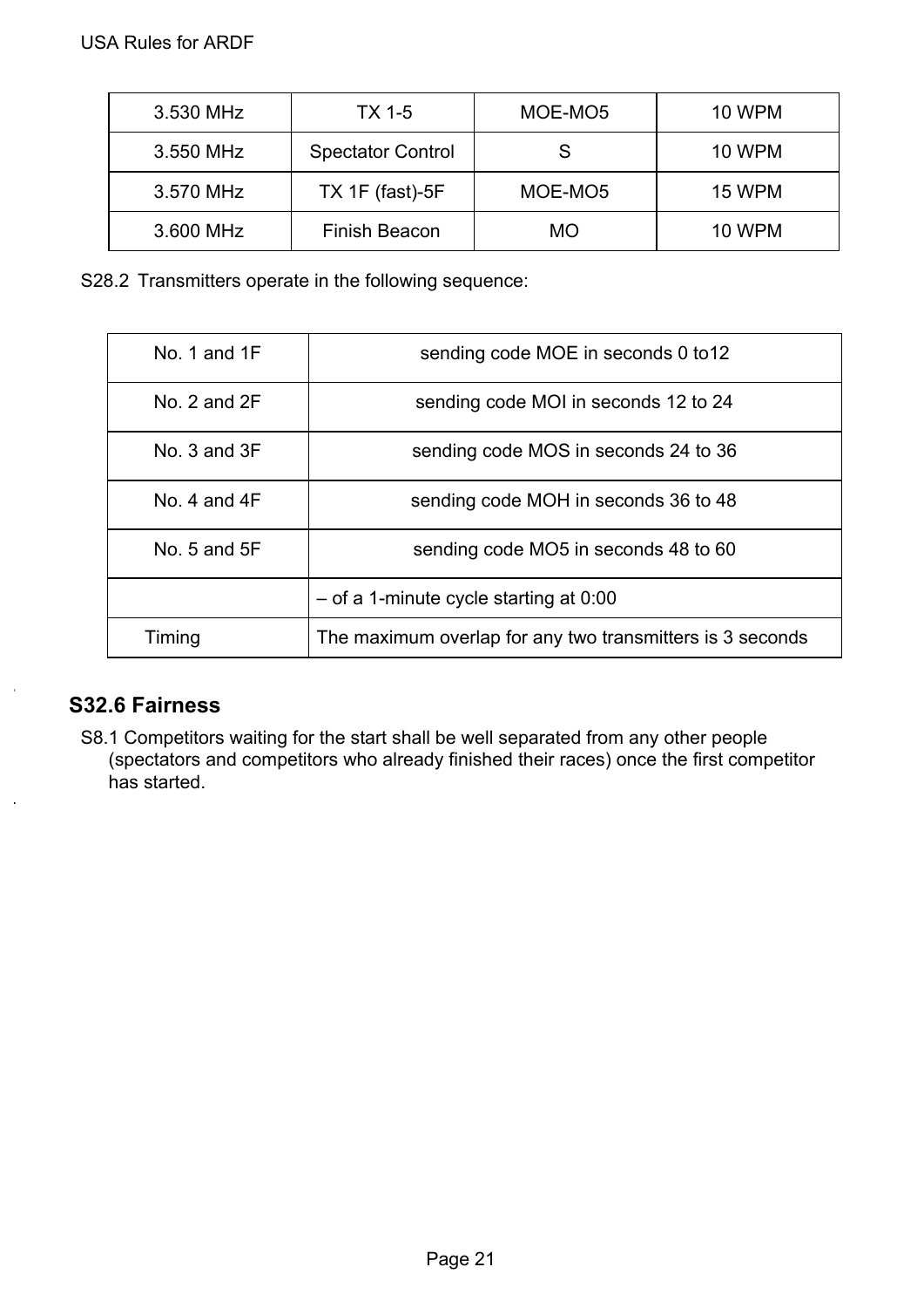| 3.530 MHz | TX 1-5 | MOE-MO5 | 10 WPM |
|---|---|---|---|
| 3.550 MHz | Spectator Control | S | 10 WPM |
| 3.570 MHz | TX 1F (fast)-5F | MOE-MO5 | 15 WPM |
| 3.600 MHz | Finish Beacon | MO | 10 WPM |

S28.2 Transmitters operate in the following sequence:

| No. 1 and 1F | sending code MOE in seconds 0 to12 |
|---|---|
| No. 2 and 2F | sending code MOI in seconds 12 to 24 |
| No. 3 and 3F | sending code MOS in seconds 24 to 36 |
| No. 4 and 4F | sending code MOH in seconds 36 to 48 |
| No. 5 and 5F | sending code MO5 in seconds 48 to 60 |
| | – of a 1-minute cycle starting at 0:00 |
| Timing | The maximum overlap for any two transmitters is 3 seconds |

### S32.6 Fairness

S8.1 Competitors waiting for the start shall be well separated from any other people (spectators and competitors who already finished their races) once the first competitor has started.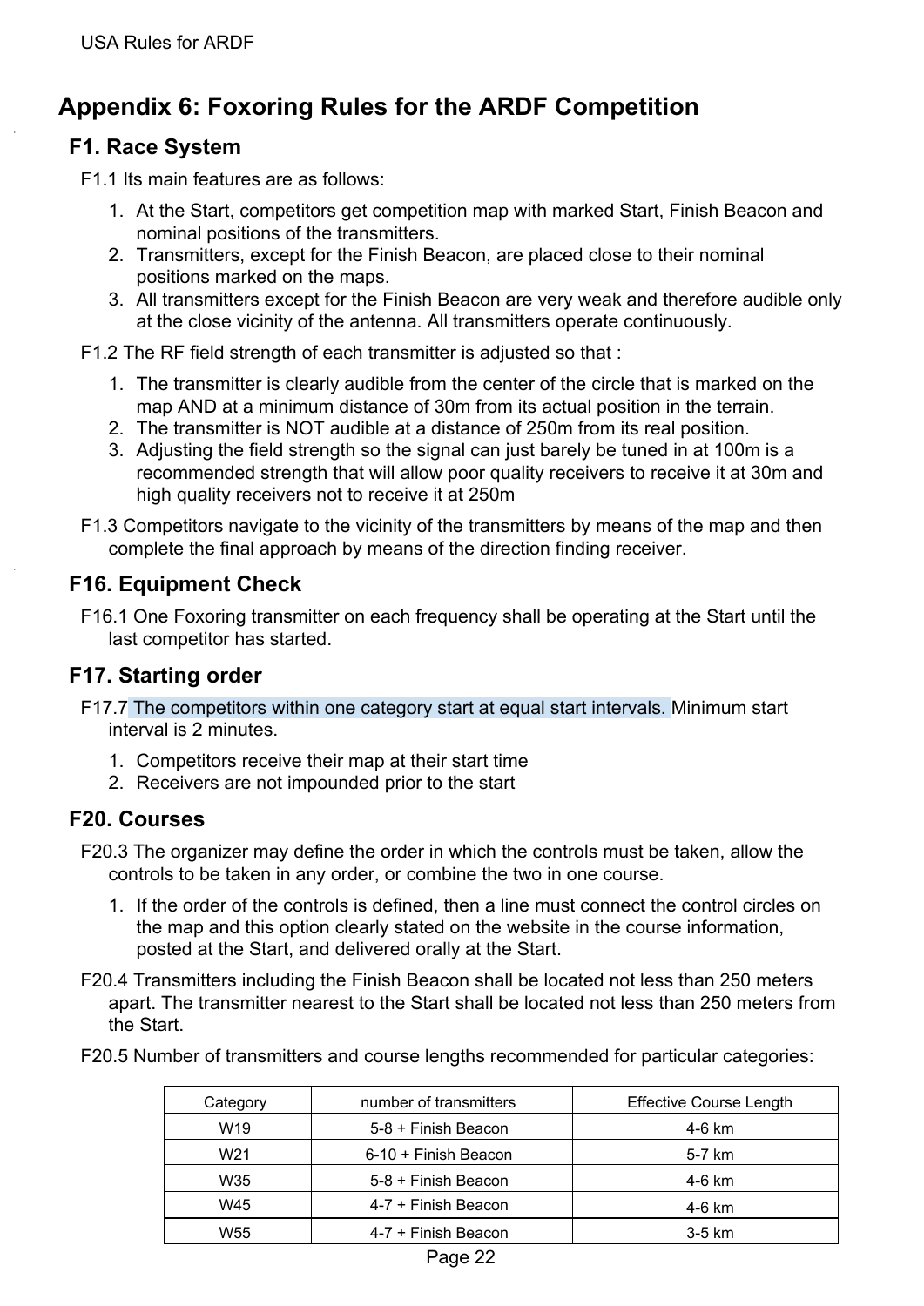# Appendix 6: Foxoring Rules for the ARDF Competition

## F1. Race System

F1.1 Its main features are as follows:

1. At the Start, competitors get competition map with marked Start, Finish Beacon and nominal positions of the transmitters.
2. Transmitters, except for the Finish Beacon, are placed close to their nominal positions marked on the maps.
3. All transmitters except for the Finish Beacon are very weak and therefore audible only at the close vicinity of the antenna. All transmitters operate continuously.

F1.2 The RF field strength of each transmitter is adjusted so that :

1. The transmitter is clearly audible from the center of the circle that is marked on the map AND at a minimum distance of 30m from its actual position in the terrain.
2. The transmitter is NOT audible at a distance of 250m from its real position.
3. Adjusting the field strength so the signal can just barely be tuned in at 100m is a recommended strength that will allow poor quality receivers to receive it at 30m and high quality receivers not to receive it at 250m

F1.3 Competitors navigate to the vicinity of the transmitters by means of the map and then complete the final approach by means of the direction finding receiver.

## F16. Equipment Check

F16.1 One Foxoring transmitter on each frequency shall be operating at the Start until the last competitor has started.

## F17. Starting order

F17.7 The competitors within one category start at equal start intervals. Minimum start interval is 2 minutes.

1. Competitors receive their map at their start time
2. Receivers are not impounded prior to the start

## F20. Courses

F20.3 The organizer may define the order in which the controls must be taken, allow the controls to be taken in any order, or combine the two in one course.

1. If the order of the controls is defined, then a line must connect the control circles on the map and this option clearly stated on the website in the course information, posted at the Start, and delivered orally at the Start.

F20.4 Transmitters including the Finish Beacon shall be located not less than 250 meters apart. The transmitter nearest to the Start shall be located not less than 250 meters from the Start.

F20.5 Number of transmitters and course lengths recommended for particular categories:

| Category | number of transmitters | Effective Course Length |
|---|---|---|
| W19 | 5-8 + Finish Beacon | 4-6 km |
| W21 | 6-10 + Finish Beacon | 5-7 km |
| W35 | 5-8 + Finish Beacon | 4-6 km |
| W45 | 4-7 + Finish Beacon | 4-6 km |
| W55 | 4-7 + Finish Beacon | 3-5 km |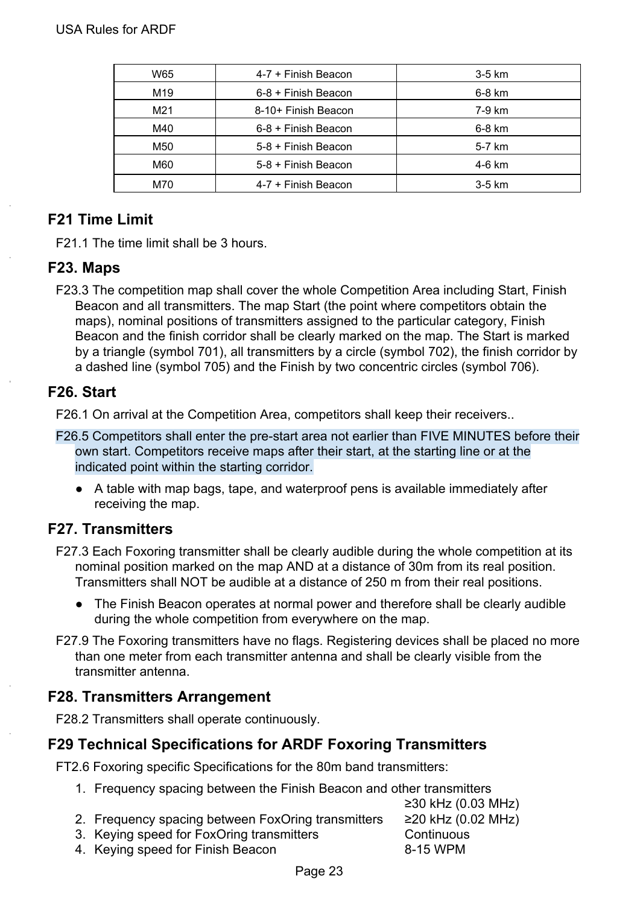| W65 | 4-7 + Finish Beacon | 3-5 km |
|---|---|---|
| M19 | 6-8 + Finish Beacon | 6-8 km |
| M21 | 8-10+ Finish Beacon | 7-9 km |
| M40 | 6-8 + Finish Beacon | 6-8 km |
| M50 | 5-8 + Finish Beacon | 5-7 km |
| M60 | 5-8 + Finish Beacon | 4-6 km |
| M70 | 4-7 + Finish Beacon | 3-5 km |

## F21 Time Limit

F21.1 The time limit shall be 3 hours.

## F23. Maps

F23.3 The competition map shall cover the whole Competition Area including Start, Finish Beacon and all transmitters. The map Start (the point where competitors obtain the maps), nominal positions of transmitters assigned to the particular category, Finish Beacon and the finish corridor shall be clearly marked on the map. The Start is marked by a triangle (symbol 701), all transmitters by a circle (symbol 702), the finish corridor by a dashed line (symbol 705) and the Finish by two concentric circles (symbol 706).

## F26. Start

F26.1 On arrival at the Competition Area, competitors shall keep their receivers..

F26.5 Competitors shall enter the pre-start area not earlier than FIVE MINUTES before their own start. Competitors receive maps after their start, at the starting line or at the indicated point within the starting corridor.

- A table with map bags, tape, and waterproof pens is available immediately after receiving the map.

## F27. Transmitters

F27.3 Each Foxoring transmitter shall be clearly audible during the whole competition at its nominal position marked on the map AND at a distance of 30m from its real position. Transmitters shall NOT be audible at a distance of 250 m from their real positions.

- The Finish Beacon operates at normal power and therefore shall be clearly audible during the whole competition from everywhere on the map.

F27.9 The Foxoring transmitters have no flags. Registering devices shall be placed no more than one meter from each transmitter antenna and shall be clearly visible from the transmitter antenna.

## F28. Transmitters Arrangement

F28.2 Transmitters shall operate continuously.

## F29 Technical Specifications for ARDF Foxoring Transmitters

FT2.6 Foxoring specific Specifications for the 80m band transmitters:

1. Frequency spacing between the Finish Beacon and other transmitters ≥30 kHz (0.03 MHz)
2. Frequency spacing between FoxOring transmitters ≥20 kHz (0.02 MHz)
3. Keying speed for FoxOring transmitters Continuous
4. Keying speed for Finish Beacon 8-15 WPM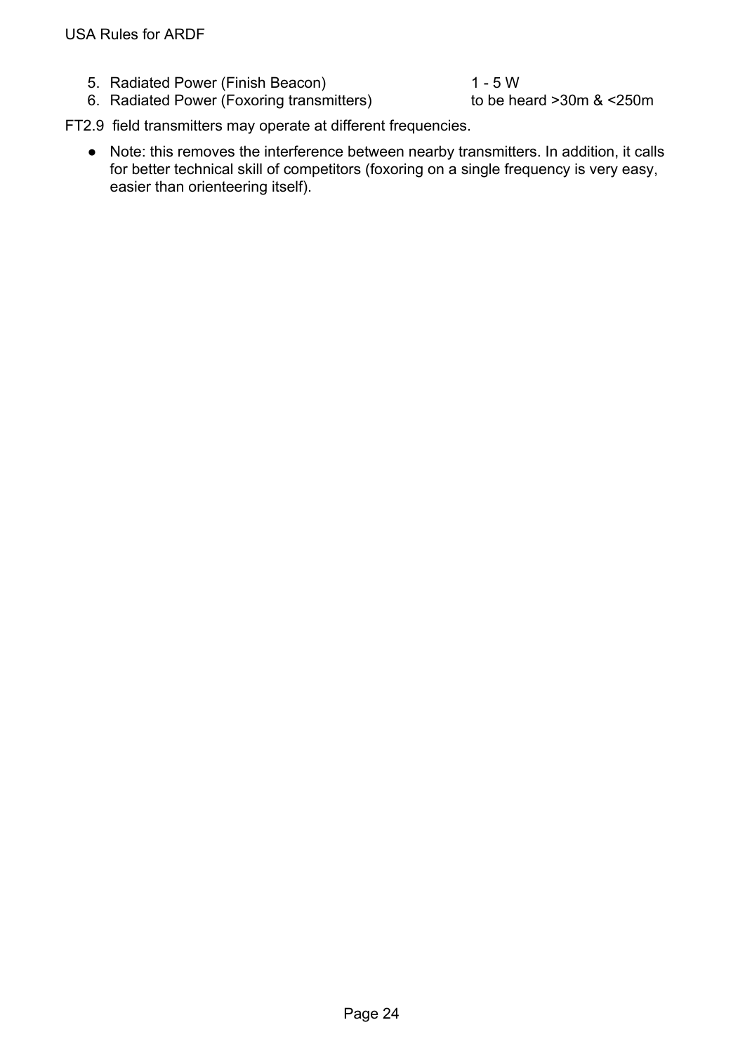5. Radiated Power (Finish Beacon) 1 - 5 W
6. Radiated Power (Foxoring transmitters) to be heard >30m & <250m

FT2.9 field transmitters may operate at different frequencies.

- Note: this removes the interference between nearby transmitters. In addition, it calls for better technical skill of competitors (foxoring on a single frequency is very easy, easier than orienteering itself).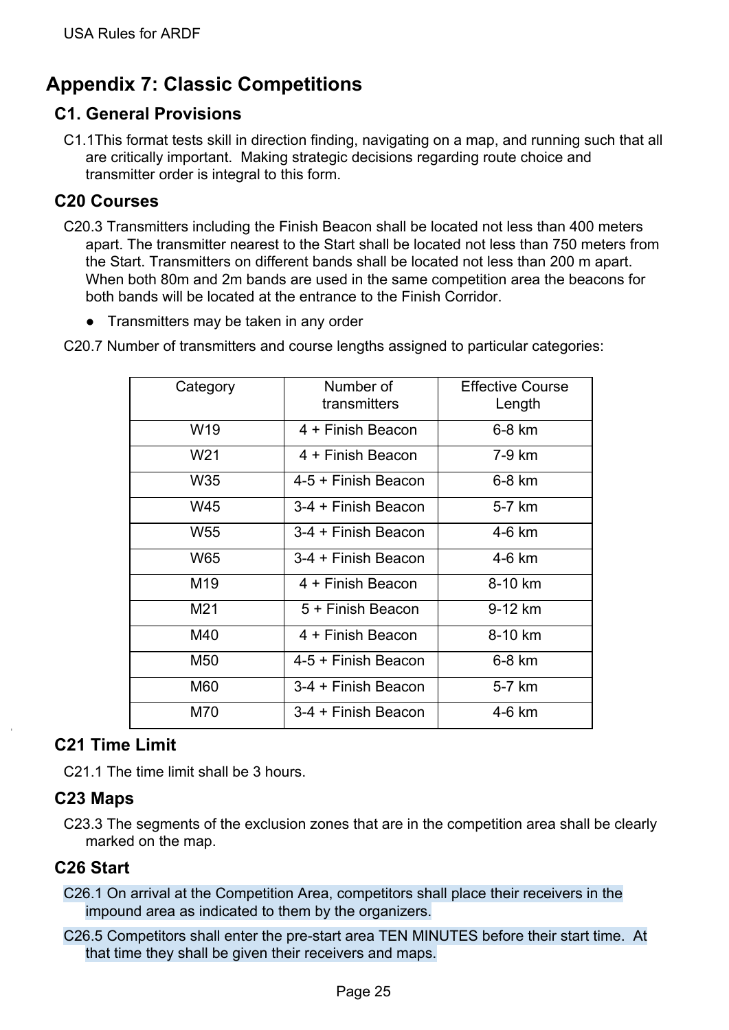# Appendix 7: Classic Competitions

## C1. General Provisions

C1.1This format tests skill in direction finding, navigating on a map, and running such that all are critically important. Making strategic decisions regarding route choice and transmitter order is integral to this form.

## C20 Courses

C20.3 Transmitters including the Finish Beacon shall be located not less than 400 meters apart. The transmitter nearest to the Start shall be located not less than 750 meters from the Start. Transmitters on different bands shall be located not less than 200 m apart. When both 80m and 2m bands are used in the same competition area the beacons for both bands will be located at the entrance to the Finish Corridor.

- Transmitters may be taken in any order

C20.7 Number of transmitters and course lengths assigned to particular categories:

| Category | Number of transmitters | Effective Course Length |
|---|---|---|
| W19 | 4 + Finish Beacon | 6-8 km |
| W21 | 4 + Finish Beacon | 7-9 km |
| W35 | 4-5 + Finish Beacon | 6-8 km |
| W45 | 3-4 + Finish Beacon | 5-7 km |
| W55 | 3-4 + Finish Beacon | 4-6 km |
| W65 | 3-4 + Finish Beacon | 4-6 km |
| M19 | 4 + Finish Beacon | 8-10 km |
| M21 | 5 + Finish Beacon | 9-12 km |
| M40 | 4 + Finish Beacon | 8-10 km |
| M50 | 4-5 + Finish Beacon | 6-8 km |
| M60 | 3-4 + Finish Beacon | 5-7 km |
| M70 | 3-4 + Finish Beacon | 4-6 km |

## C21 Time Limit

C21.1 The time limit shall be 3 hours.

## C23 Maps

C23.3 The segments of the exclusion zones that are in the competition area shall be clearly marked on the map.

## C26 Start

C26.1 On arrival at the Competition Area, competitors shall place their receivers in the impound area as indicated to them by the organizers.

C26.5 Competitors shall enter the pre-start area TEN MINUTES before their start time. At that time they shall be given their receivers and maps.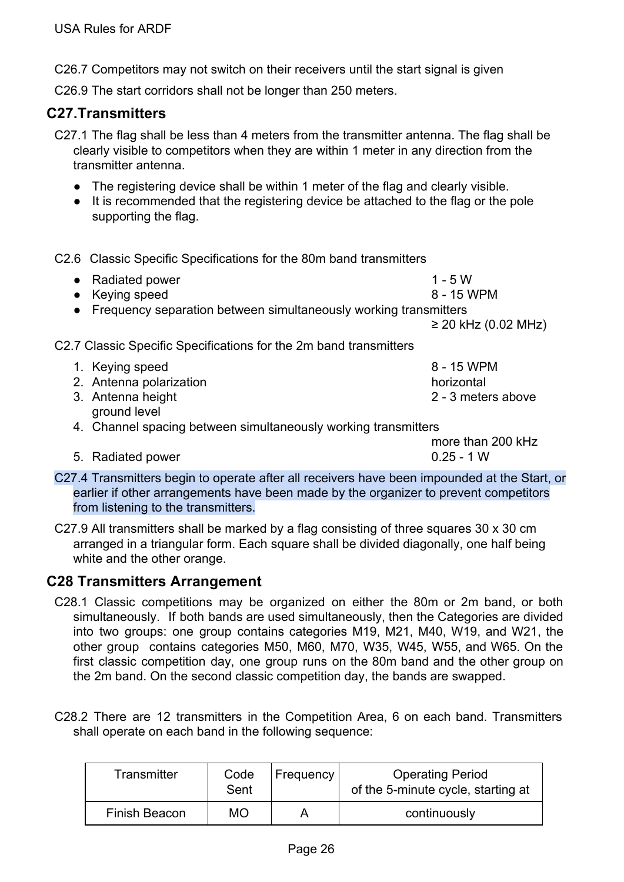C26.7 Competitors may not switch on their receivers until the start signal is given

C26.9 The start corridors shall not be longer than 250 meters.

## C27.Transmitters

C27.1 The flag shall be less than 4 meters from the transmitter antenna. The flag shall be clearly visible to competitors when they are within 1 meter in any direction from the transmitter antenna.

- The registering device shall be within 1 meter of the flag and clearly visible.
- It is recommended that the registering device be attached to the flag or the pole supporting the flag.

C2.6 Classic Specific Specifications for the 80m band transmitters

- Radiated power 1 - 5 W
- Keying speed 8 - 15 WPM
- Frequency separation between simultaneously working transmitters ≥ 20 kHz (0.02 MHz)

C2.7 Classic Specific Specifications for the 2m band transmitters

1. Keying speed 8 - 15 WPM
2. Antenna polarization horizontal
3. Antenna height 2 - 3 meters above ground level
4. Channel spacing between simultaneously working transmitters more than 200 kHz
5. Radiated power 0.25 - 1 W

C27.4 Transmitters begin to operate after all receivers have been impounded at the Start, or earlier if other arrangements have been made by the organizer to prevent competitors from listening to the transmitters.

C27.9 All transmitters shall be marked by a flag consisting of three squares 30 x 30 cm arranged in a triangular form. Each square shall be divided diagonally, one half being white and the other orange.

## C28 Transmitters Arrangement

C28.1 Classic competitions may be organized on either the 80m or 2m band, or both simultaneously. If both bands are used simultaneously, then the Categories are divided into two groups: one group contains categories M19, M21, M40, W19, and W21, the other group contains categories M50, M60, M70, W35, W45, W55, and W65. On the first classic competition day, one group runs on the 80m band and the other group on the 2m band. On the second classic competition day, the bands are swapped.

C28.2 There are 12 transmitters in the Competition Area, 6 on each band. Transmitters shall operate on each band in the following sequence:

| Transmitter | Code Sent | Frequency | Operating Period of the 5-minute cycle, starting at |
|---|---|---|---|
| Finish Beacon | MO | A | continuously |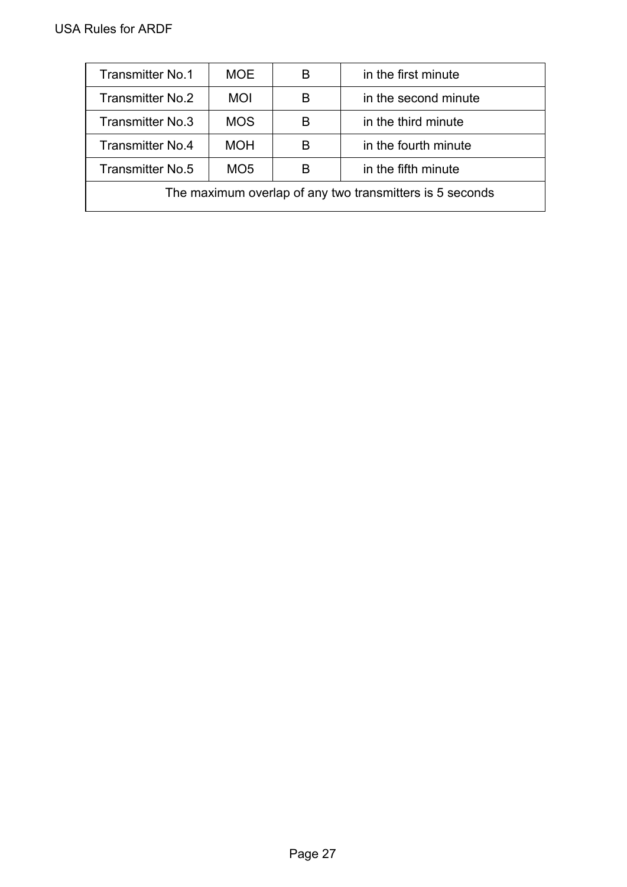| | | | |
|---|---|---|---|
| Transmitter No.1 | MOE | B | in the first minute |
| Transmitter No.2 | MOI | B | in the second minute |
| Transmitter No.3 | MOS | B | in the third minute |
| Transmitter No.4 | MOH | B | in the fourth minute |
| Transmitter No.5 | MO5 | B | in the fifth minute |
| The maximum overlap of any two transmitters is 5 seconds | | | |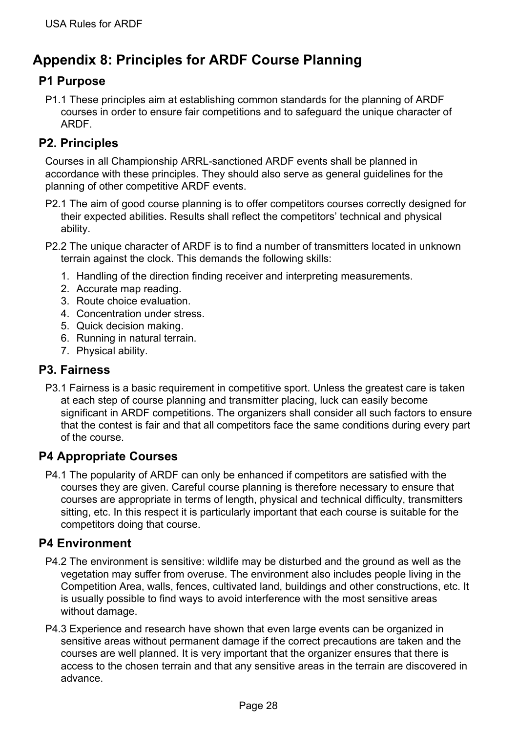# Appendix 8: Principles for ARDF Course Planning

## P1 Purpose

P1.1 These principles aim at establishing common standards for the planning of ARDF courses in order to ensure fair competitions and to safeguard the unique character of ARDF.

## P2. Principles

Courses in all Championship ARRL-sanctioned ARDF events shall be planned in accordance with these principles. They should also serve as general guidelines for the planning of other competitive ARDF events.

P2.1 The aim of good course planning is to offer competitors courses correctly designed for their expected abilities. Results shall reflect the competitors' technical and physical ability.

P2.2 The unique character of ARDF is to find a number of transmitters located in unknown terrain against the clock. This demands the following skills:

1. Handling of the direction finding receiver and interpreting measurements.
2. Accurate map reading.
3. Route choice evaluation.
4. Concentration under stress.
5. Quick decision making.
6. Running in natural terrain.
7. Physical ability.

## P3. Fairness

P3.1 Fairness is a basic requirement in competitive sport. Unless the greatest care is taken at each step of course planning and transmitter placing, luck can easily become significant in ARDF competitions. The organizers shall consider all such factors to ensure that the contest is fair and that all competitors face the same conditions during every part of the course.

## P4 Appropriate Courses

P4.1 The popularity of ARDF can only be enhanced if competitors are satisfied with the courses they are given. Careful course planning is therefore necessary to ensure that courses are appropriate in terms of length, physical and technical difficulty, transmitters sitting, etc. In this respect it is particularly important that each course is suitable for the competitors doing that course.

## P4 Environment

P4.2 The environment is sensitive: wildlife may be disturbed and the ground as well as the vegetation may suffer from overuse. The environment also includes people living in the Competition Area, walls, fences, cultivated land, buildings and other constructions, etc. It is usually possible to find ways to avoid interference with the most sensitive areas without damage.

P4.3 Experience and research have shown that even large events can be organized in sensitive areas without permanent damage if the correct precautions are taken and the courses are well planned. It is very important that the organizer ensures that there is access to the chosen terrain and that any sensitive areas in the terrain are discovered in advance.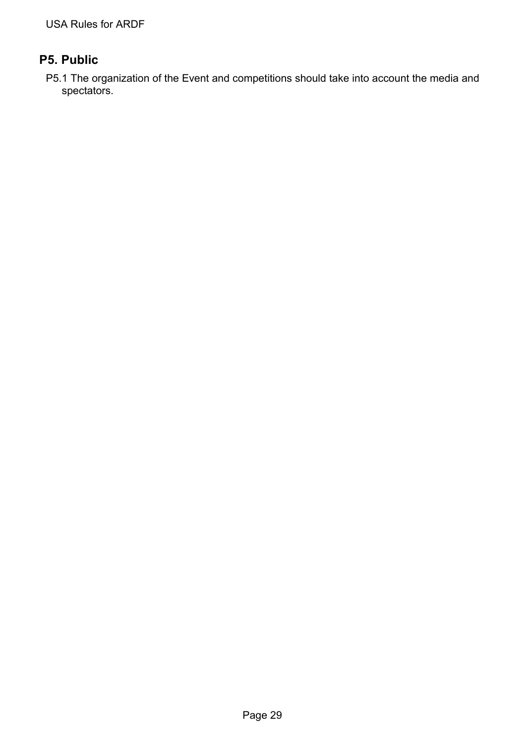## P5. Public

P5.1 The organization of the Event and competitions should take into account the media and spectators.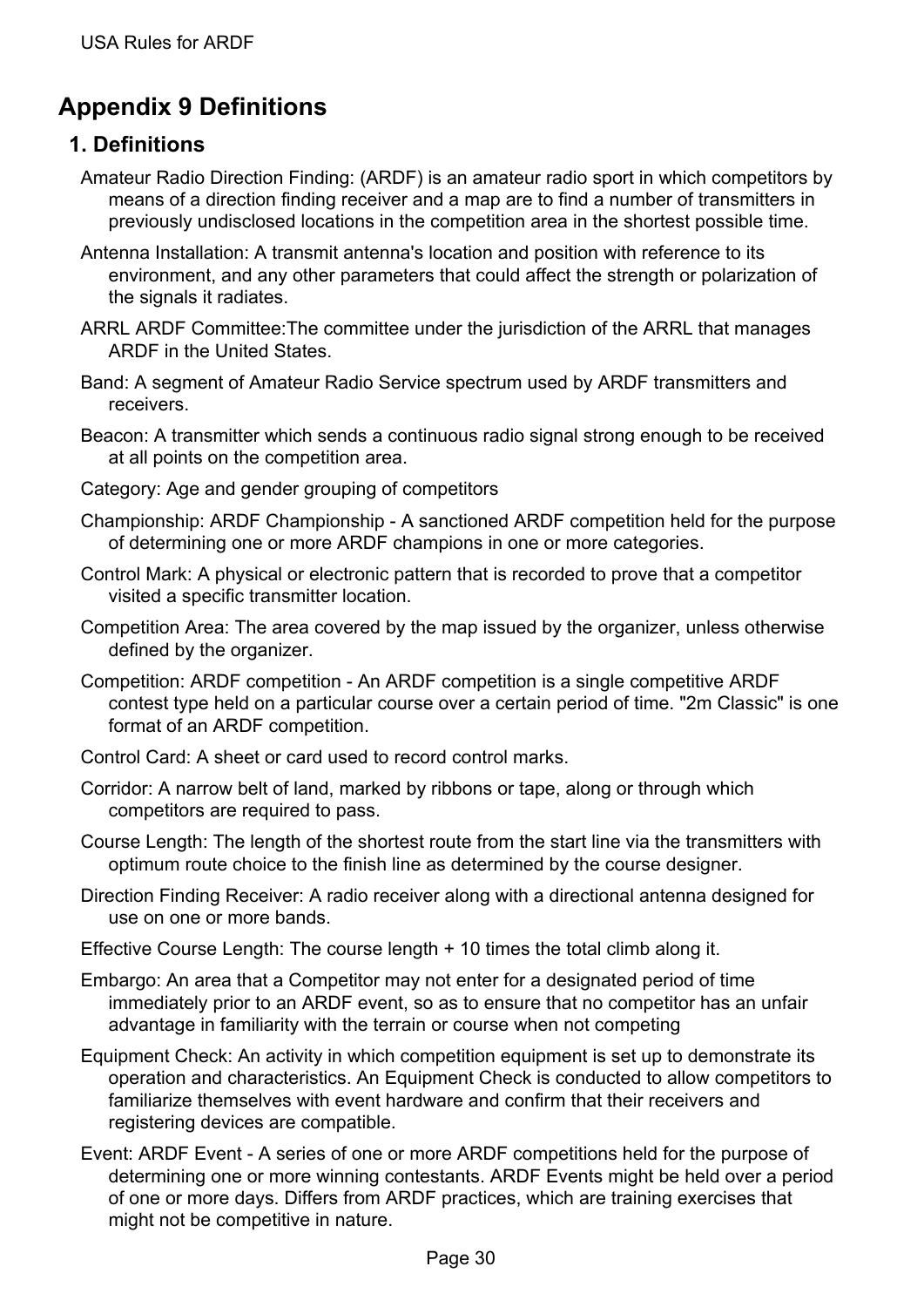# Appendix 9 Definitions

## 1. Definitions

Amateur Radio Direction Finding: (ARDF) is an amateur radio sport in which competitors by means of a direction finding receiver and a map are to find a number of transmitters in previously undisclosed locations in the competition area in the shortest possible time.

Antenna Installation: A transmit antenna's location and position with reference to its environment, and any other parameters that could affect the strength or polarization of the signals it radiates.

ARRL ARDF Committee:The committee under the jurisdiction of the ARRL that manages ARDF in the United States.

Band: A segment of Amateur Radio Service spectrum used by ARDF transmitters and receivers.

Beacon: A transmitter which sends a continuous radio signal strong enough to be received at all points on the competition area.

Category: Age and gender grouping of competitors

Championship: ARDF Championship - A sanctioned ARDF competition held for the purpose of determining one or more ARDF champions in one or more categories.

Control Mark: A physical or electronic pattern that is recorded to prove that a competitor visited a specific transmitter location.

Competition Area: The area covered by the map issued by the organizer, unless otherwise defined by the organizer.

Competition: ARDF competition - An ARDF competition is a single competitive ARDF contest type held on a particular course over a certain period of time. "2m Classic" is one format of an ARDF competition.

Control Card: A sheet or card used to record control marks.

Corridor: A narrow belt of land, marked by ribbons or tape, along or through which competitors are required to pass.

Course Length: The length of the shortest route from the start line via the transmitters with optimum route choice to the finish line as determined by the course designer.

Direction Finding Receiver: A radio receiver along with a directional antenna designed for use on one or more bands.

Effective Course Length: The course length + 10 times the total climb along it.

Embargo: An area that a Competitor may not enter for a designated period of time immediately prior to an ARDF event, so as to ensure that no competitor has an unfair advantage in familiarity with the terrain or course when not competing

Equipment Check: An activity in which competition equipment is set up to demonstrate its operation and characteristics. An Equipment Check is conducted to allow competitors to familiarize themselves with event hardware and confirm that their receivers and registering devices are compatible.

Event: ARDF Event - A series of one or more ARDF competitions held for the purpose of determining one or more winning contestants. ARDF Events might be held over a period of one or more days. Differs from ARDF practices, which are training exercises that might not be competitive in nature.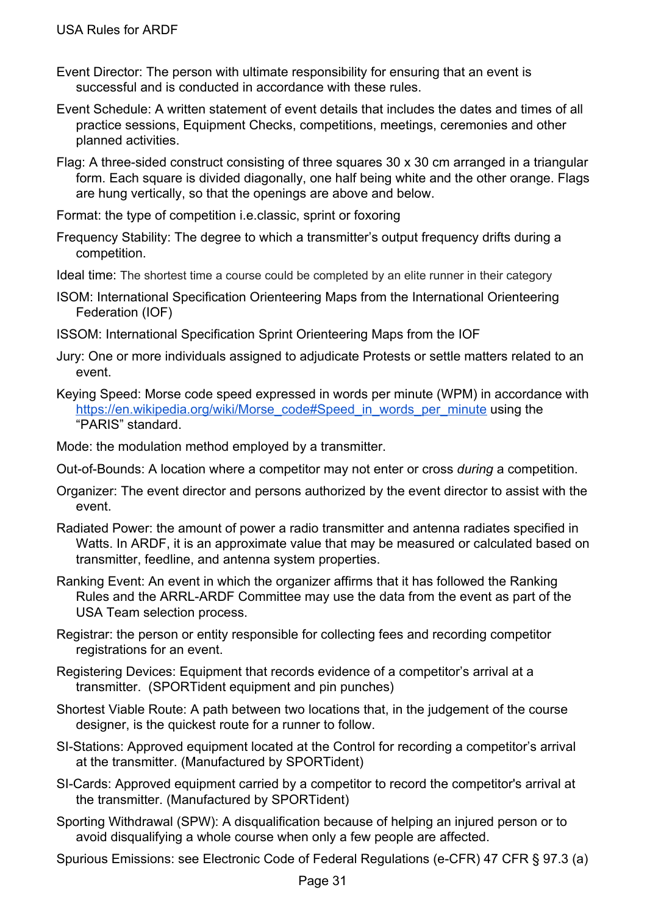Event Director: The person with ultimate responsibility for ensuring that an event is successful and is conducted in accordance with these rules.

Event Schedule: A written statement of event details that includes the dates and times of all practice sessions, Equipment Checks, competitions, meetings, ceremonies and other planned activities.

Flag: A three-sided construct consisting of three squares 30 x 30 cm arranged in a triangular form. Each square is divided diagonally, one half being white and the other orange. Flags are hung vertically, so that the openings are above and below.

Format: the type of competition i.e.classic, sprint or foxoring

Frequency Stability: The degree to which a transmitter's output frequency drifts during a competition.

Ideal time: The shortest time a course could be completed by an elite runner in their category

ISOM: International Specification Orienteering Maps from the International Orienteering Federation (IOF)

ISSOM: International Specification Sprint Orienteering Maps from the IOF

Jury: One or more individuals assigned to adjudicate Protests or settle matters related to an event.

Keying Speed: Morse code speed expressed in words per minute (WPM) in accordance with [https://en.wikipedia.org/wiki/Morse_code#Speed_in_words_per_minute](https://en.wikipedia.org/wiki/Morse_code#Speed_in_words_per_minute) using the "PARIS" standard.

Mode: the modulation method employed by a transmitter.

Out-of-Bounds: A location where a competitor may not enter or cross *during* a competition.

Organizer: The event director and persons authorized by the event director to assist with the event.

Radiated Power: the amount of power a radio transmitter and antenna radiates specified in Watts. In ARDF, it is an approximate value that may be measured or calculated based on transmitter, feedline, and antenna system properties.

Ranking Event: An event in which the organizer affirms that it has followed the Ranking Rules and the ARRL-ARDF Committee may use the data from the event as part of the USA Team selection process.

Registrar: the person or entity responsible for collecting fees and recording competitor registrations for an event.

Registering Devices: Equipment that records evidence of a competitor's arrival at a transmitter. (SPORTident equipment and pin punches)

Shortest Viable Route: A path between two locations that, in the judgement of the course designer, is the quickest route for a runner to follow.

SI-Stations: Approved equipment located at the Control for recording a competitor's arrival at the transmitter. (Manufactured by SPORTident)

SI-Cards: Approved equipment carried by a competitor to record the competitor's arrival at the transmitter. (Manufactured by SPORTident)

Sporting Withdrawal (SPW): A disqualification because of helping an injured person or to avoid disqualifying a whole course when only a few people are affected.

Spurious Emissions: see Electronic Code of Federal Regulations (e-CFR) 47 CFR § 97.3 (a)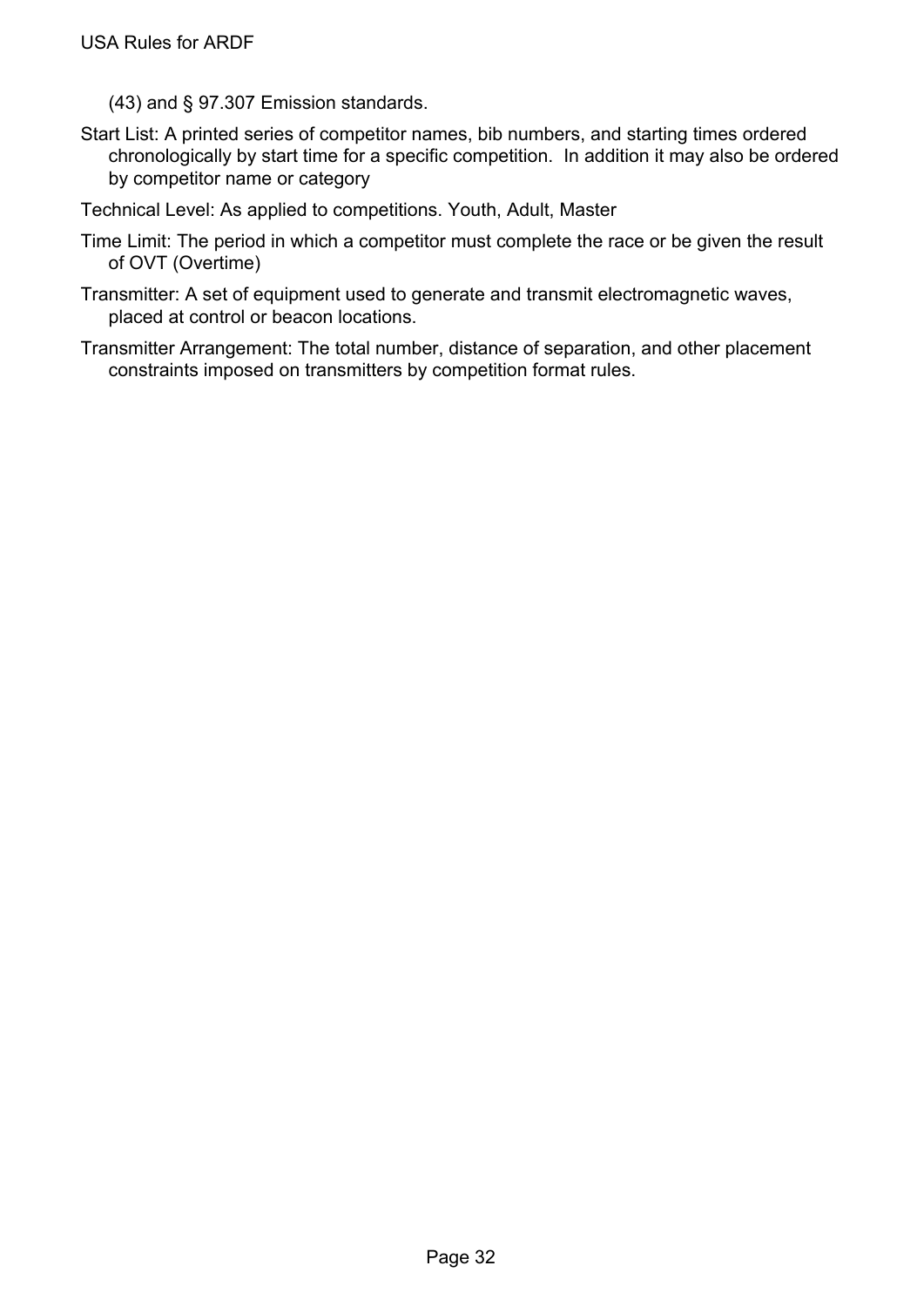(43) and § 97.307 Emission standards.

Start List: A printed series of competitor names, bib numbers, and starting times ordered chronologically by start time for a specific competition. In addition it may also be ordered by competitor name or category

Technical Level: As applied to competitions. Youth, Adult, Master

Time Limit: The period in which a competitor must complete the race or be given the result of OVT (Overtime)

Transmitter: A set of equipment used to generate and transmit electromagnetic waves, placed at control or beacon locations.

Transmitter Arrangement: The total number, distance of separation, and other placement constraints imposed on transmitters by competition format rules.